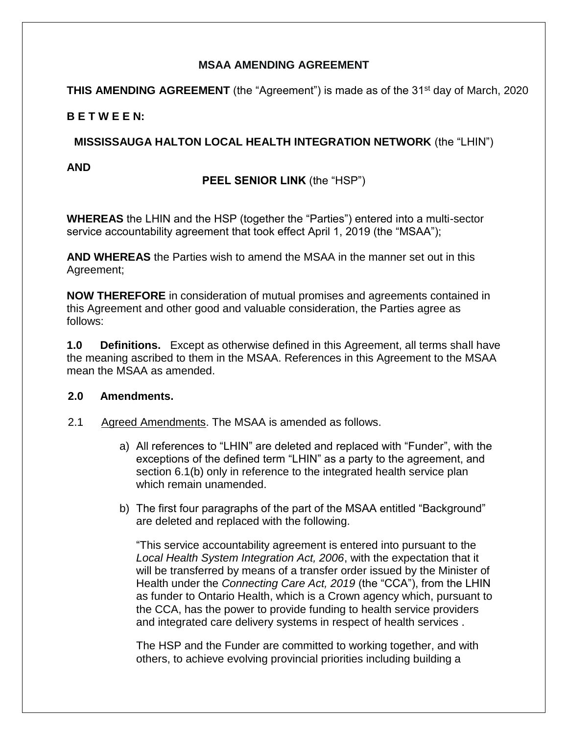**MSAA AMENDING AGREEMENT**

**THIS AMENDING AGREEMENT** (the "Agreement") is made as of the 31st day of March, 2020

**B E T W E E N:**

**MISSISSAUGA HALTON LOCAL HEALTH INTEGRATION NETWORK** (the "LHIN")

**AND**

**PEEL SENIOR LINK** (the "HSP")

**WHEREAS** the LHIN and the HSP (together the "Parties") entered into a multi-sector service accountability agreement that took effect April 1, 2019 (the "MSAA");

**AND WHEREAS** the Parties wish to amend the MSAA in the manner set out in this Agreement;

**NOW THEREFORE** in consideration of mutual promises and agreements contained in this Agreement and other good and valuable consideration, the Parties agree as follows:

**1.0 Definitions.** Except as otherwise defined in this Agreement, all terms shall have the meaning ascribed to them in the MSAA. References in this Agreement to the MSAA mean the MSAA as amended.

**2.0 Amendments.**

2.1 Agreed Amendments. The MSAA is amended as follows.

a) All references to "LHIN" are deleted and replaced with "Funder", with the exceptions of the defined term "LHIN" as a party to the agreement, and section 6.1(b) only in reference to the integrated health service plan which remain unamended.

b) The first four paragraphs of the part of the MSAA entitled "Background" are deleted and replaced with the following.

"This service accountability agreement is entered into pursuant to the *Local Health System Integration Act, 2006*, with the expectation that it will be transferred by means of a transfer order issued by the Minister of Health under the *Connecting Care Act, 2019* (the "CCA"), from the LHIN as funder to Ontario Health, which is a Crown agency which, pursuant to the CCA, has the power to provide funding to health service providers and integrated care delivery systems in respect of health services .

The HSP and the Funder are committed to working together, and with others, to achieve evolving provincial priorities including building a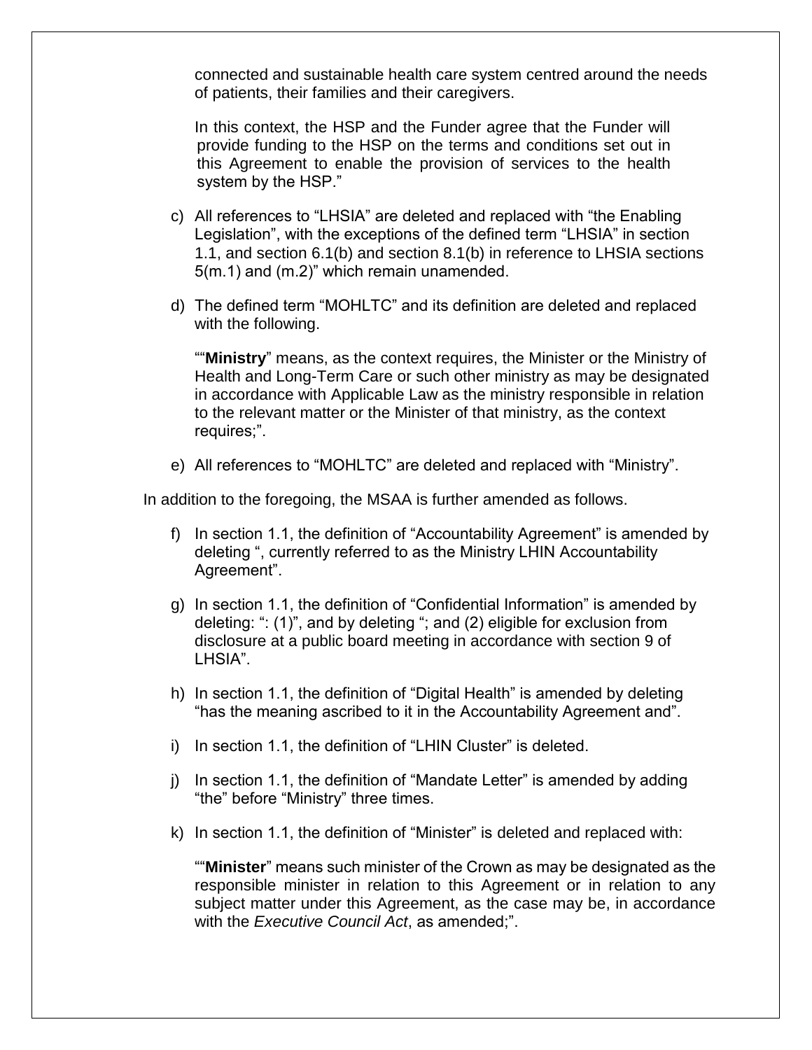connected and sustainable health care system centred around the needs of patients, their families and their caregivers.

In this context, the HSP and the Funder agree that the Funder will provide funding to the HSP on the terms and conditions set out in this Agreement to enable the provision of services to the health system by the HSP."

c) All references to "LHSIA" are deleted and replaced with "the Enabling Legislation", with the exceptions of the defined term "LHSIA" in section 1.1, and section 6.1(b) and section 8.1(b) in reference to LHSIA sections 5(m.1) and (m.2)" which remain unamended.

d) The defined term "MOHLTC" and its definition are deleted and replaced with the following.

""**Ministry**" means, as the context requires, the Minister or the Ministry of Health and Long-Term Care or such other ministry as may be designated in accordance with Applicable Law as the ministry responsible in relation to the relevant matter or the Minister of that ministry, as the context requires;".

e) All references to "MOHLTC" are deleted and replaced with "Ministry".

In addition to the foregoing, the MSAA is further amended as follows.

f) In section 1.1, the definition of "Accountability Agreement" is amended by deleting ", currently referred to as the Ministry LHIN Accountability Agreement".

g) In section 1.1, the definition of "Confidential Information" is amended by deleting: ": (1)", and by deleting "; and (2) eligible for exclusion from disclosure at a public board meeting in accordance with section 9 of LHSIA".

h) In section 1.1, the definition of "Digital Health" is amended by deleting "has the meaning ascribed to it in the Accountability Agreement and".

i) In section 1.1, the definition of "LHIN Cluster" is deleted.

j) In section 1.1, the definition of "Mandate Letter" is amended by adding "the" before "Ministry" three times.

k) In section 1.1, the definition of "Minister" is deleted and replaced with:

""**Minister**" means such minister of the Crown as may be designated as the responsible minister in relation to this Agreement or in relation to any subject matter under this Agreement, as the case may be, in accordance with the *Executive Council Act*, as amended;".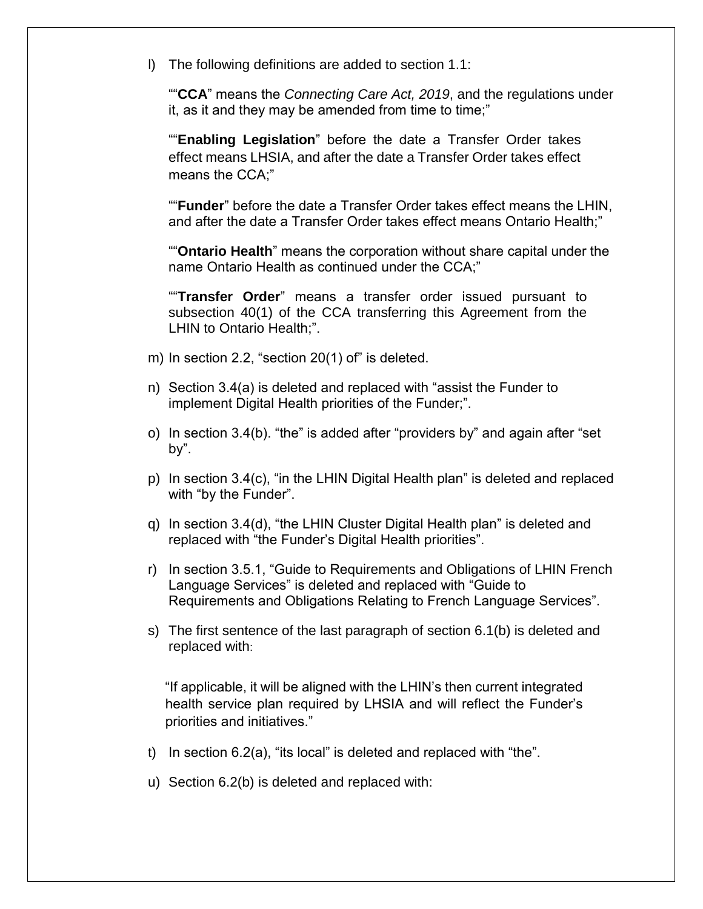l) The following definitions are added to section 1.1:

""**CCA**" means the *Connecting Care Act, 2019*, and the regulations under it, as it and they may be amended from time to time;"

""**Enabling Legislation**" before the date a Transfer Order takes effect means LHSIA, and after the date a Transfer Order takes effect means the CCA;"

""**Funder**" before the date a Transfer Order takes effect means the LHIN, and after the date a Transfer Order takes effect means Ontario Health;"

""**Ontario Health**" means the corporation without share capital under the name Ontario Health as continued under the CCA;"

""**Transfer Order**" means a transfer order issued pursuant to subsection 40(1) of the CCA transferring this Agreement from the LHIN to Ontario Health;".

m) In section 2.2, "section 20(1) of" is deleted.

n) Section 3.4(a) is deleted and replaced with "assist the Funder to implement Digital Health priorities of the Funder;".

o) In section 3.4(b). "the" is added after "providers by" and again after "set by".

p) In section 3.4(c), "in the LHIN Digital Health plan" is deleted and replaced with "by the Funder".

q) In section 3.4(d), "the LHIN Cluster Digital Health plan" is deleted and replaced with "the Funder's Digital Health priorities".

r) In section 3.5.1, "Guide to Requirements and Obligations of LHIN French Language Services" is deleted and replaced with "Guide to Requirements and Obligations Relating to French Language Services".

s) The first sentence of the last paragraph of section 6.1(b) is deleted and replaced with:

"If applicable, it will be aligned with the LHIN's then current integrated health service plan required by LHSIA and will reflect the Funder's priorities and initiatives."

t) In section 6.2(a), "its local" is deleted and replaced with "the".

u) Section 6.2(b) is deleted and replaced with: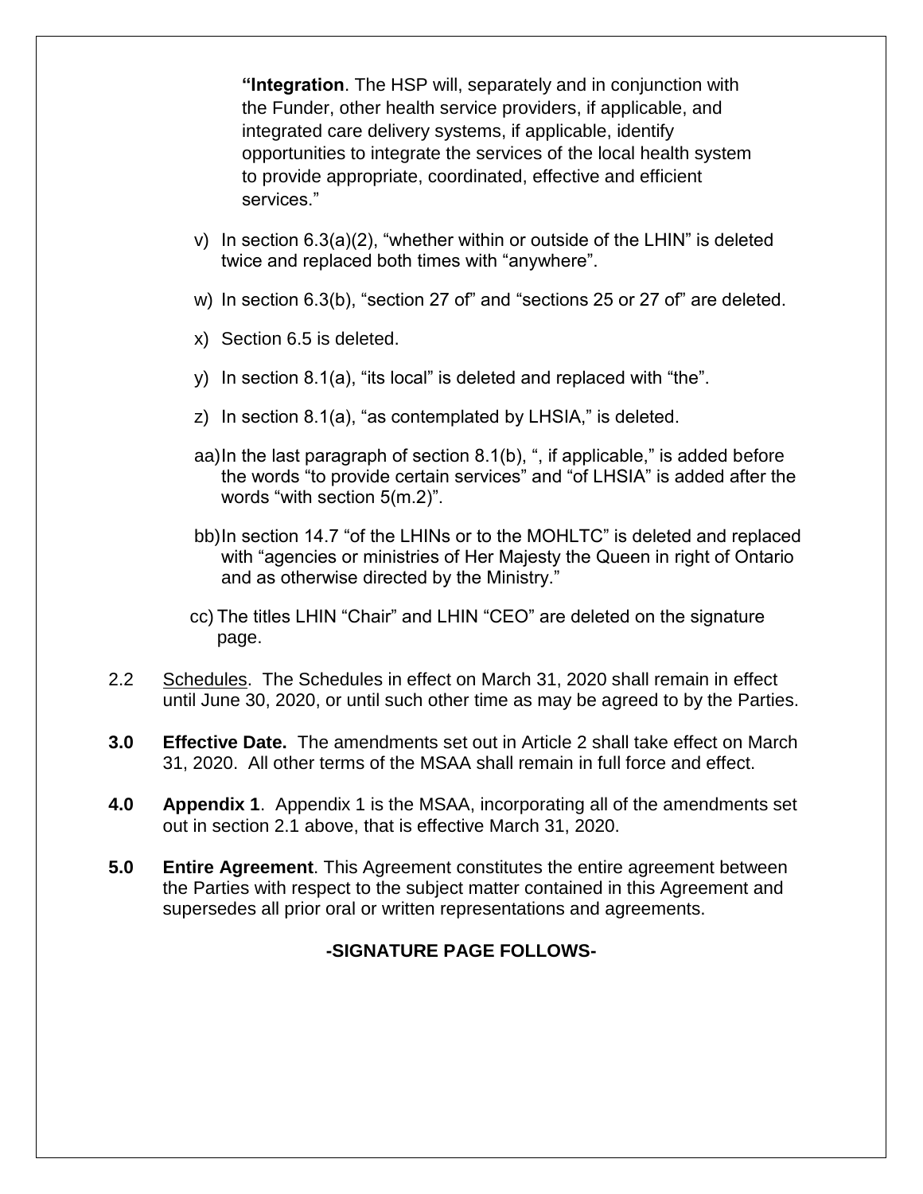"**Integration**. The HSP will, separately and in conjunction with the Funder, other health service providers, if applicable, and integrated care delivery systems, if applicable, identify opportunities to integrate the services of the local health system to provide appropriate, coordinated, effective and efficient services."

v) In section 6.3(a)(2), "whether within or outside of the LHIN" is deleted twice and replaced both times with "anywhere".

w) In section 6.3(b), "section 27 of" and "sections 25 or 27 of" are deleted.

x) Section 6.5 is deleted.

y) In section 8.1(a), "its local" is deleted and replaced with "the".

z) In section 8.1(a), "as contemplated by LHSIA," is deleted.

aa) In the last paragraph of section 8.1(b), ", if applicable," is added before the words "to provide certain services" and "of LHSIA" is added after the words "with section 5(m.2)".

bb) In section 14.7 "of the LHINs or to the MOHLTC" is deleted and replaced with "agencies or ministries of Her Majesty the Queen in right of Ontario and as otherwise directed by the Ministry."

cc) The titles LHIN "Chair" and LHIN "CEO" are deleted on the signature page.

2.2 Schedules. The Schedules in effect on March 31, 2020 shall remain in effect until June 30, 2020, or until such other time as may be agreed to by the Parties.

**3.0 Effective Date.** The amendments set out in Article 2 shall take effect on March 31, 2020. All other terms of the MSAA shall remain in full force and effect.

**4.0 Appendix 1**. Appendix 1 is the MSAA, incorporating all of the amendments set out in section 2.1 above, that is effective March 31, 2020.

**5.0 Entire Agreement**. This Agreement constitutes the entire agreement between the Parties with respect to the subject matter contained in this Agreement and supersedes all prior oral or written representations and agreements.

**-SIGNATURE PAGE FOLLOWS-**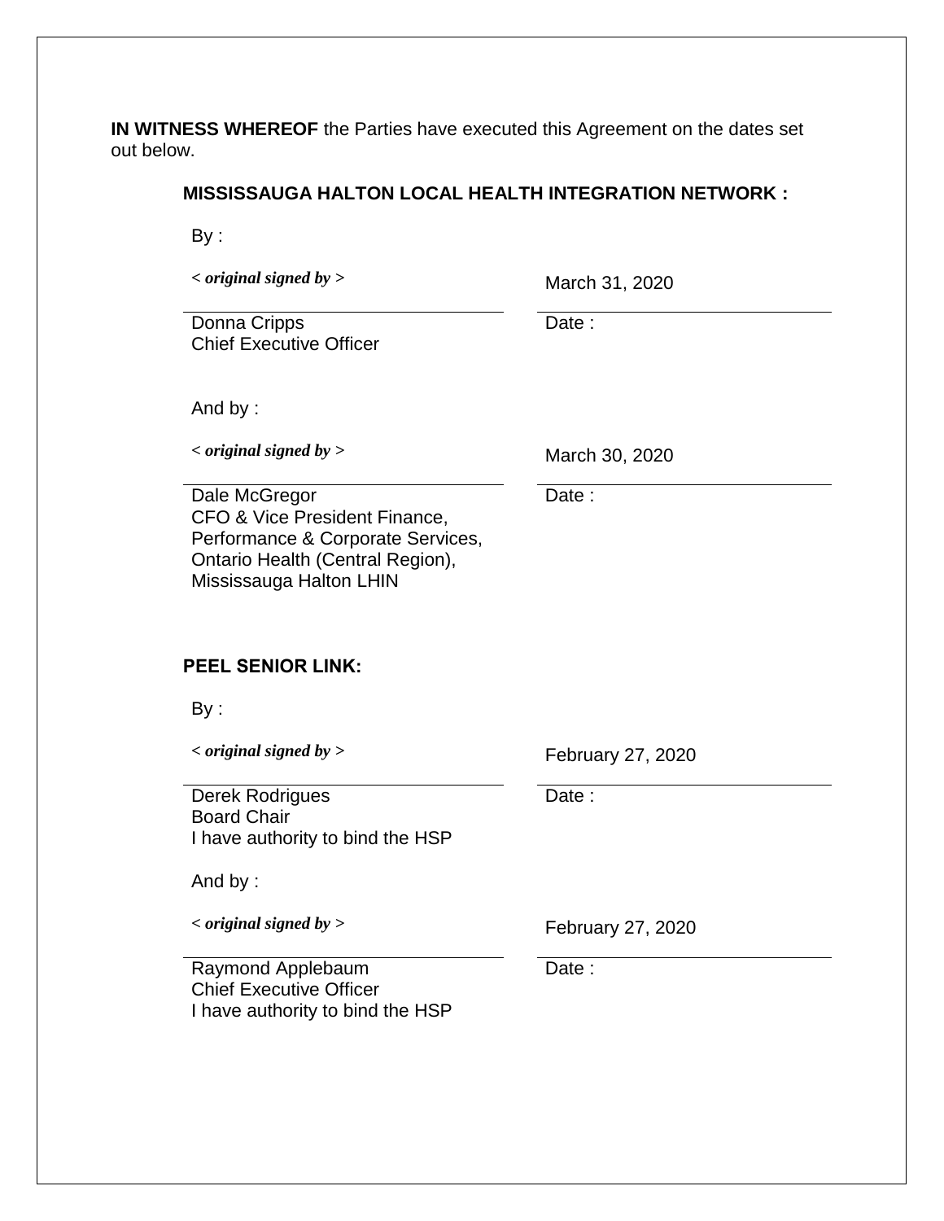**IN WITNESS WHEREOF** the Parties have executed this Agreement on the dates set out below.

**MISSISSAUGA HALTON LOCAL HEALTH INTEGRATION NETWORK :**

By :

< ***original signed by*** >

Donna Cripps
Chief Executive Officer

March 31, 2020
Date :

And by :

< ***original signed by*** >

Dale McGregor
CFO & Vice President Finance,
Performance & Corporate Services,
Ontario Health (Central Region),
Mississauga Halton LHIN

March 30, 2020
Date :

**PEEL SENIOR LINK:**

By :

< ***original signed by*** >

Derek Rodrigues
Board Chair
I have authority to bind the HSP

February 27, 2020
Date :

And by :

< ***original signed by*** >

Raymond Applebaum
Chief Executive Officer
I have authority to bind the HSP

February 27, 2020
Date :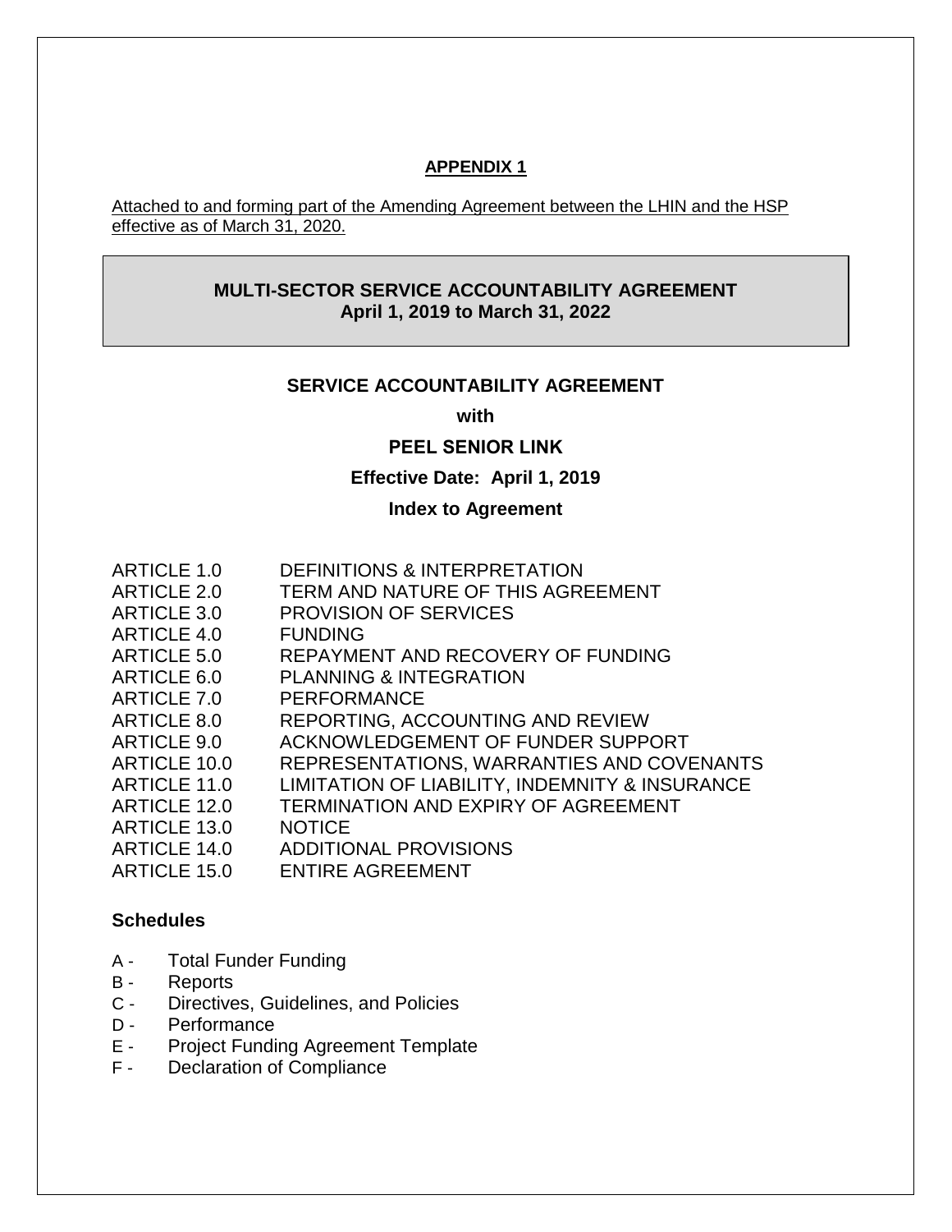**APPENDIX 1**

Attached to and forming part of the Amending Agreement between the LHIN and the HSP effective as of March 31, 2020.

**MULTI-SECTOR SERVICE ACCOUNTABILITY AGREEMENT**
**April 1, 2019 to March 31, 2022**

**SERVICE ACCOUNTABILITY AGREEMENT**

**with**

**PEEL SENIOR LINK**

**Effective Date: April 1, 2019**

**Index to Agreement**

| | |
|---|---|
| ARTICLE 1.0 | DEFINITIONS & INTERPRETATION |
| ARTICLE 2.0 | TERM AND NATURE OF THIS AGREEMENT |
| ARTICLE 3.0 | PROVISION OF SERVICES |
| ARTICLE 4.0 | FUNDING |
| ARTICLE 5.0 | REPAYMENT AND RECOVERY OF FUNDING |
| ARTICLE 6.0 | PLANNING & INTEGRATION |
| ARTICLE 7.0 | PERFORMANCE |
| ARTICLE 8.0 | REPORTING, ACCOUNTING AND REVIEW |
| ARTICLE 9.0 | ACKNOWLEDGEMENT OF FUNDER SUPPORT |
| ARTICLE 10.0 | REPRESENTATIONS, WARRANTIES AND COVENANTS |
| ARTICLE 11.0 | LIMITATION OF LIABILITY, INDEMNITY & INSURANCE |
| ARTICLE 12.0 | TERMINATION AND EXPIRY OF AGREEMENT |
| ARTICLE 13.0 | NOTICE |
| ARTICLE 14.0 | ADDITIONAL PROVISIONS |
| ARTICLE 15.0 | ENTIRE AGREEMENT |

**Schedules**

A - Total Funder Funding
B - Reports
C - Directives, Guidelines, and Policies
D - Performance
E - Project Funding Agreement Template
F - Declaration of Compliance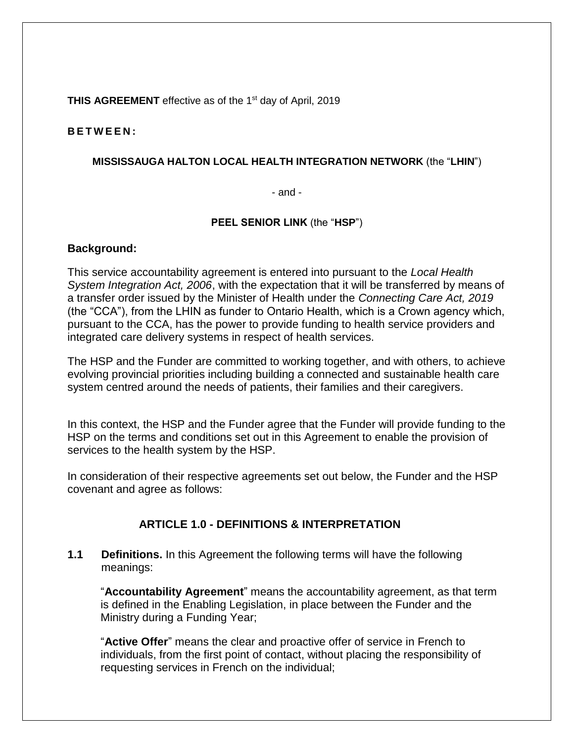**THIS AGREEMENT** effective as of the 1st day of April, 2019

**B E T W E E N :**

**MISSISSAUGA HALTON LOCAL HEALTH INTEGRATION NETWORK** (the "**LHIN**")

- and -

**PEEL SENIOR LINK** (the "**HSP**")

**Background:**

This service accountability agreement is entered into pursuant to the *Local Health System Integration Act, 2006*, with the expectation that it will be transferred by means of a transfer order issued by the Minister of Health under the *Connecting Care Act, 2019* (the "CCA"), from the LHIN as funder to Ontario Health, which is a Crown agency which, pursuant to the CCA, has the power to provide funding to health service providers and integrated care delivery systems in respect of health services.

The HSP and the Funder are committed to working together, and with others, to achieve evolving provincial priorities including building a connected and sustainable health care system centred around the needs of patients, their families and their caregivers.

In this context, the HSP and the Funder agree that the Funder will provide funding to the HSP on the terms and conditions set out in this Agreement to enable the provision of services to the health system by the HSP.

In consideration of their respective agreements set out below, the Funder and the HSP covenant and agree as follows:

## ARTICLE 1.0 - DEFINITIONS & INTERPRETATION

**1.1 Definitions.** In this Agreement the following terms will have the following meanings:

"**Accountability Agreement**" means the accountability agreement, as that term is defined in the Enabling Legislation, in place between the Funder and the Ministry during a Funding Year;

"**Active Offer**" means the clear and proactive offer of service in French to individuals, from the first point of contact, without placing the responsibility of requesting services in French on the individual;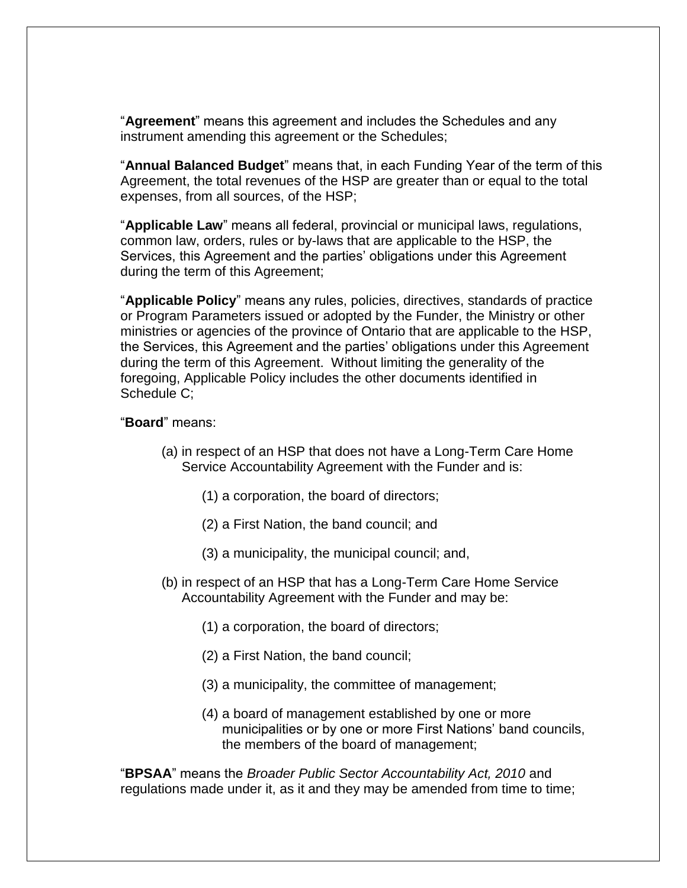"**Agreement**" means this agreement and includes the Schedules and any instrument amending this agreement or the Schedules;

"**Annual Balanced Budget**" means that, in each Funding Year of the term of this Agreement, the total revenues of the HSP are greater than or equal to the total expenses, from all sources, of the HSP;

"**Applicable Law**" means all federal, provincial or municipal laws, regulations, common law, orders, rules or by-laws that are applicable to the HSP, the Services, this Agreement and the parties' obligations under this Agreement during the term of this Agreement;

"**Applicable Policy**" means any rules, policies, directives, standards of practice or Program Parameters issued or adopted by the Funder, the Ministry or other ministries or agencies of the province of Ontario that are applicable to the HSP, the Services, this Agreement and the parties' obligations under this Agreement during the term of this Agreement. Without limiting the generality of the foregoing, Applicable Policy includes the other documents identified in Schedule C;

"**Board**" means:

- (a) in respect of an HSP that does not have a Long-Term Care Home Service Accountability Agreement with the Funder and is:
  - (1) a corporation, the board of directors;
  - (2) a First Nation, the band council; and
  - (3) a municipality, the municipal council; and,
- (b) in respect of an HSP that has a Long-Term Care Home Service Accountability Agreement with the Funder and may be:
  - (1) a corporation, the board of directors;
  - (2) a First Nation, the band council;
  - (3) a municipality, the committee of management;
  - (4) a board of management established by one or more municipalities or by one or more First Nations' band councils, the members of the board of management;

"**BPSAA**" means the *Broader Public Sector Accountability Act, 2010* and regulations made under it, as it and they may be amended from time to time;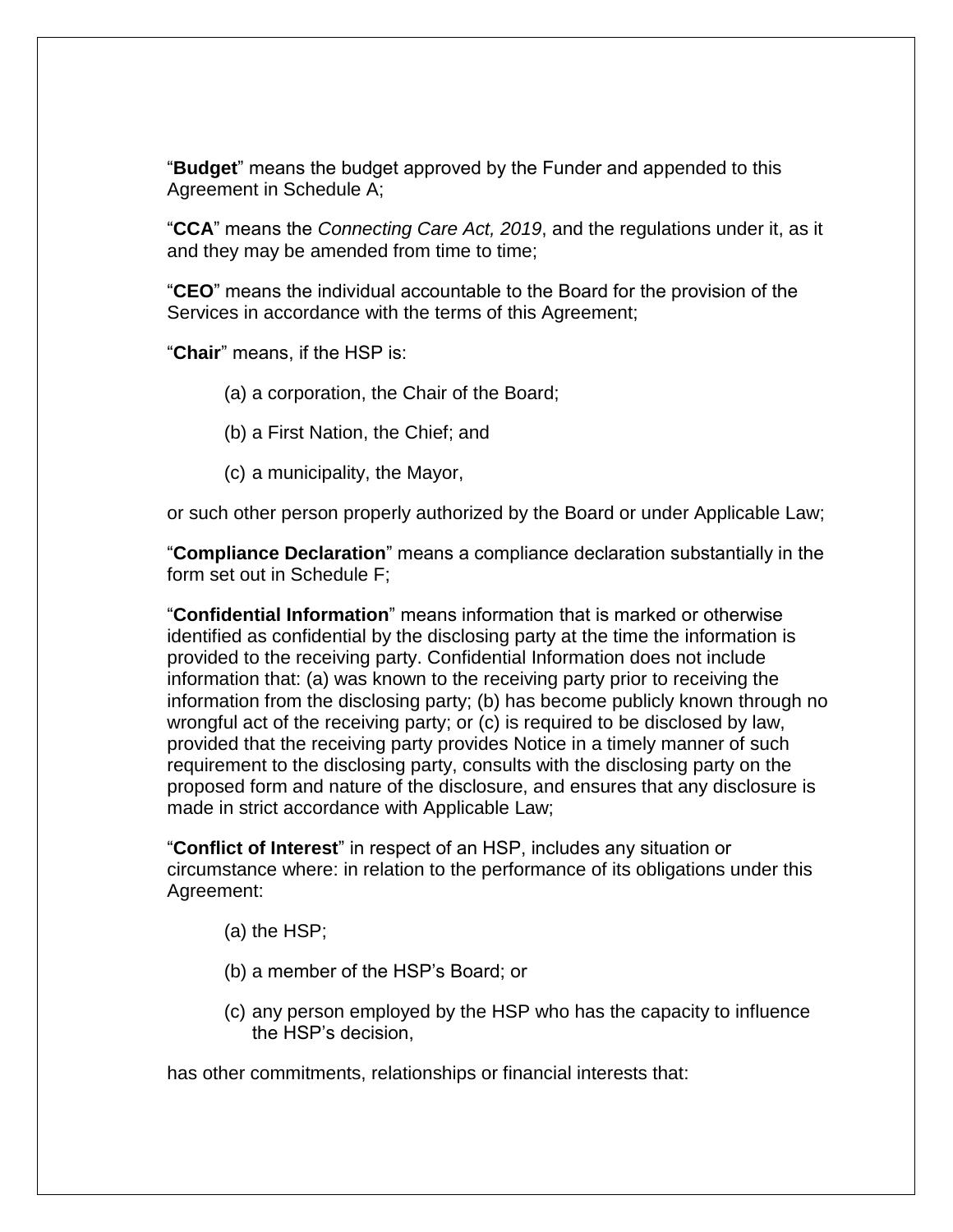"**Budget**" means the budget approved by the Funder and appended to this Agreement in Schedule A;

"**CCA**" means the *Connecting Care Act, 2019*, and the regulations under it, as it and they may be amended from time to time;

"**CEO**" means the individual accountable to the Board for the provision of the Services in accordance with the terms of this Agreement;

"**Chair**" means, if the HSP is:

(a) a corporation, the Chair of the Board;

(b) a First Nation, the Chief; and

(c) a municipality, the Mayor,

or such other person properly authorized by the Board or under Applicable Law;

"**Compliance Declaration**" means a compliance declaration substantially in the form set out in Schedule F;

"**Confidential Information**" means information that is marked or otherwise identified as confidential by the disclosing party at the time the information is provided to the receiving party. Confidential Information does not include information that: (a) was known to the receiving party prior to receiving the information from the disclosing party; (b) has become publicly known through no wrongful act of the receiving party; or (c) is required to be disclosed by law, provided that the receiving party provides Notice in a timely manner of such requirement to the disclosing party, consults with the disclosing party on the proposed form and nature of the disclosure, and ensures that any disclosure is made in strict accordance with Applicable Law;

"**Conflict of Interest**" in respect of an HSP, includes any situation or circumstance where: in relation to the performance of its obligations under this Agreement:

(a) the HSP;

(b) a member of the HSP's Board; or

(c) any person employed by the HSP who has the capacity to influence the HSP's decision,

has other commitments, relationships or financial interests that: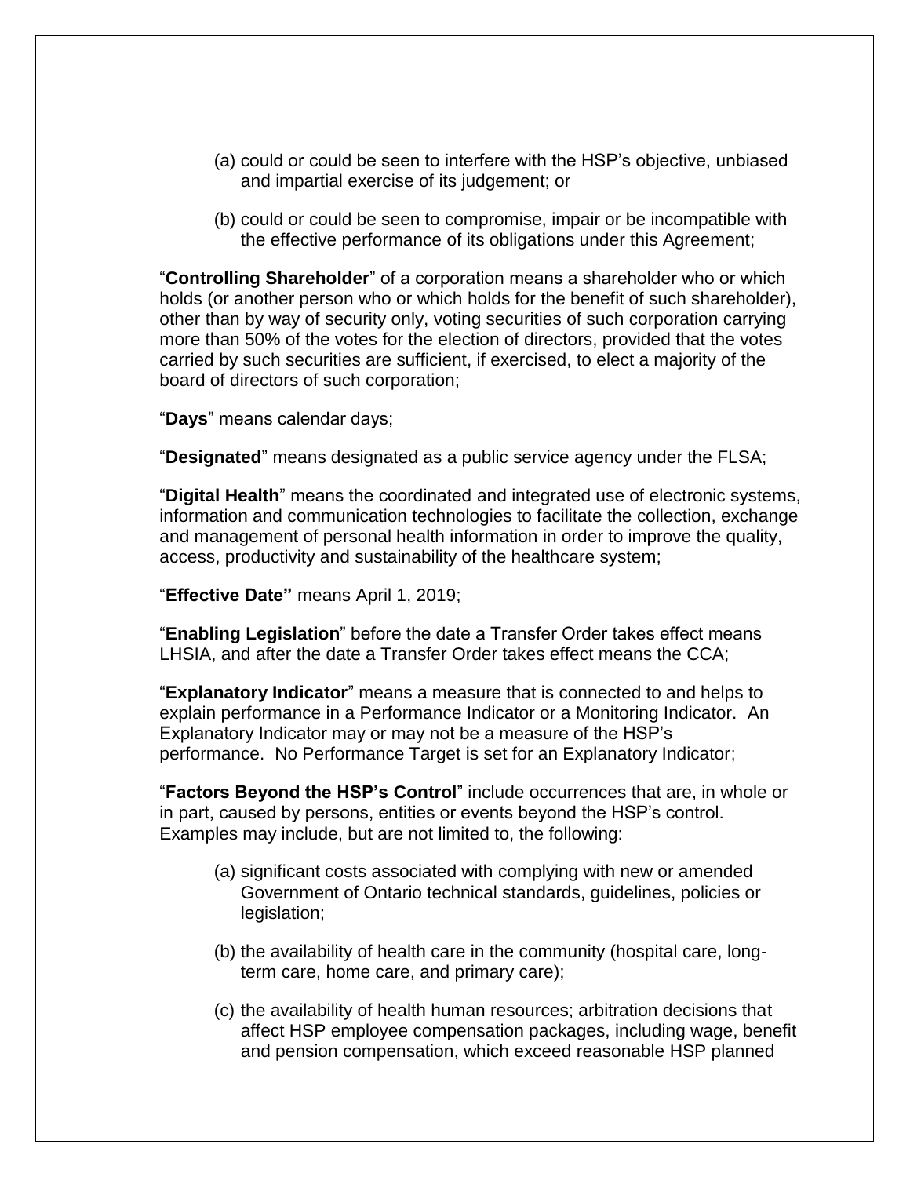(a) could or could be seen to interfere with the HSP's objective, unbiased and impartial exercise of its judgement; or

(b) could or could be seen to compromise, impair or be incompatible with the effective performance of its obligations under this Agreement;

"**Controlling Shareholder**" of a corporation means a shareholder who or which holds (or another person who or which holds for the benefit of such shareholder), other than by way of security only, voting securities of such corporation carrying more than 50% of the votes for the election of directors, provided that the votes carried by such securities are sufficient, if exercised, to elect a majority of the board of directors of such corporation;

"**Days**" means calendar days;

"**Designated**" means designated as a public service agency under the FLSA;

"**Digital Health**" means the coordinated and integrated use of electronic systems, information and communication technologies to facilitate the collection, exchange and management of personal health information in order to improve the quality, access, productivity and sustainability of the healthcare system;

"**Effective Date"** means April 1, 2019;

"**Enabling Legislation**" before the date a Transfer Order takes effect means LHSIA, and after the date a Transfer Order takes effect means the CCA;

"**Explanatory Indicator**" means a measure that is connected to and helps to explain performance in a Performance Indicator or a Monitoring Indicator. An Explanatory Indicator may or may not be a measure of the HSP's performance. No Performance Target is set for an Explanatory Indicator;

"**Factors Beyond the HSP's Control**" include occurrences that are, in whole or in part, caused by persons, entities or events beyond the HSP's control. Examples may include, but are not limited to, the following:

(a) significant costs associated with complying with new or amended Government of Ontario technical standards, guidelines, policies or legislation;

(b) the availability of health care in the community (hospital care, long-term care, home care, and primary care);

(c) the availability of health human resources; arbitration decisions that affect HSP employee compensation packages, including wage, benefit and pension compensation, which exceed reasonable HSP planned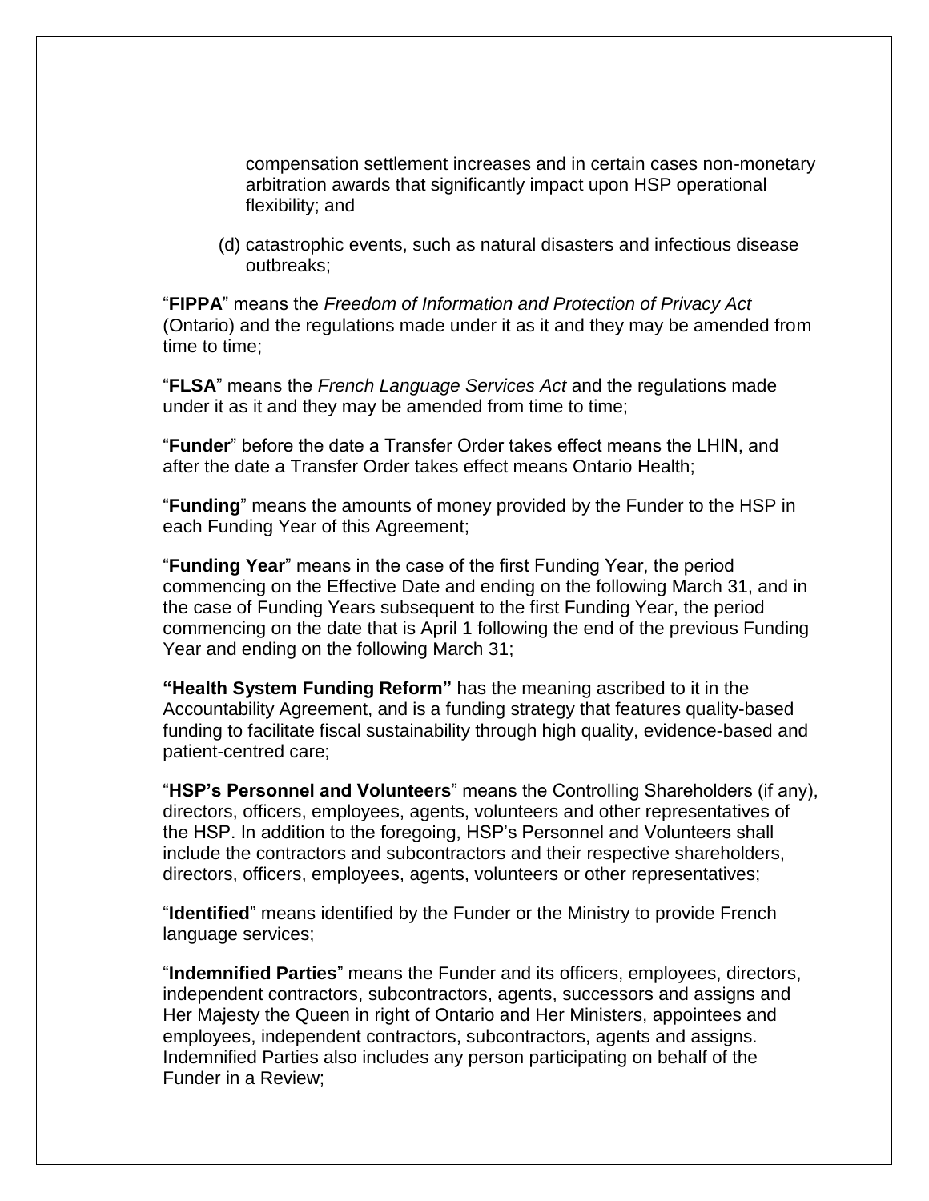compensation settlement increases and in certain cases non-monetary arbitration awards that significantly impact upon HSP operational flexibility; and

(d) catastrophic events, such as natural disasters and infectious disease outbreaks;

"**FIPPA**" means the *Freedom of Information and Protection of Privacy Act* (Ontario) and the regulations made under it as it and they may be amended from time to time;

"**FLSA**" means the *French Language Services Act* and the regulations made under it as it and they may be amended from time to time;

"**Funder**" before the date a Transfer Order takes effect means the LHIN, and after the date a Transfer Order takes effect means Ontario Health;

"**Funding**" means the amounts of money provided by the Funder to the HSP in each Funding Year of this Agreement;

"**Funding Year**" means in the case of the first Funding Year, the period commencing on the Effective Date and ending on the following March 31, and in the case of Funding Years subsequent to the first Funding Year, the period commencing on the date that is April 1 following the end of the previous Funding Year and ending on the following March 31;

**"Health System Funding Reform"** has the meaning ascribed to it in the Accountability Agreement, and is a funding strategy that features quality-based funding to facilitate fiscal sustainability through high quality, evidence-based and patient-centred care;

"**HSP's Personnel and Volunteers**" means the Controlling Shareholders (if any), directors, officers, employees, agents, volunteers and other representatives of the HSP. In addition to the foregoing, HSP's Personnel and Volunteers shall include the contractors and subcontractors and their respective shareholders, directors, officers, employees, agents, volunteers or other representatives;

"**Identified**" means identified by the Funder or the Ministry to provide French language services;

"**Indemnified Parties**" means the Funder and its officers, employees, directors, independent contractors, subcontractors, agents, successors and assigns and Her Majesty the Queen in right of Ontario and Her Ministers, appointees and employees, independent contractors, subcontractors, agents and assigns. Indemnified Parties also includes any person participating on behalf of the Funder in a Review;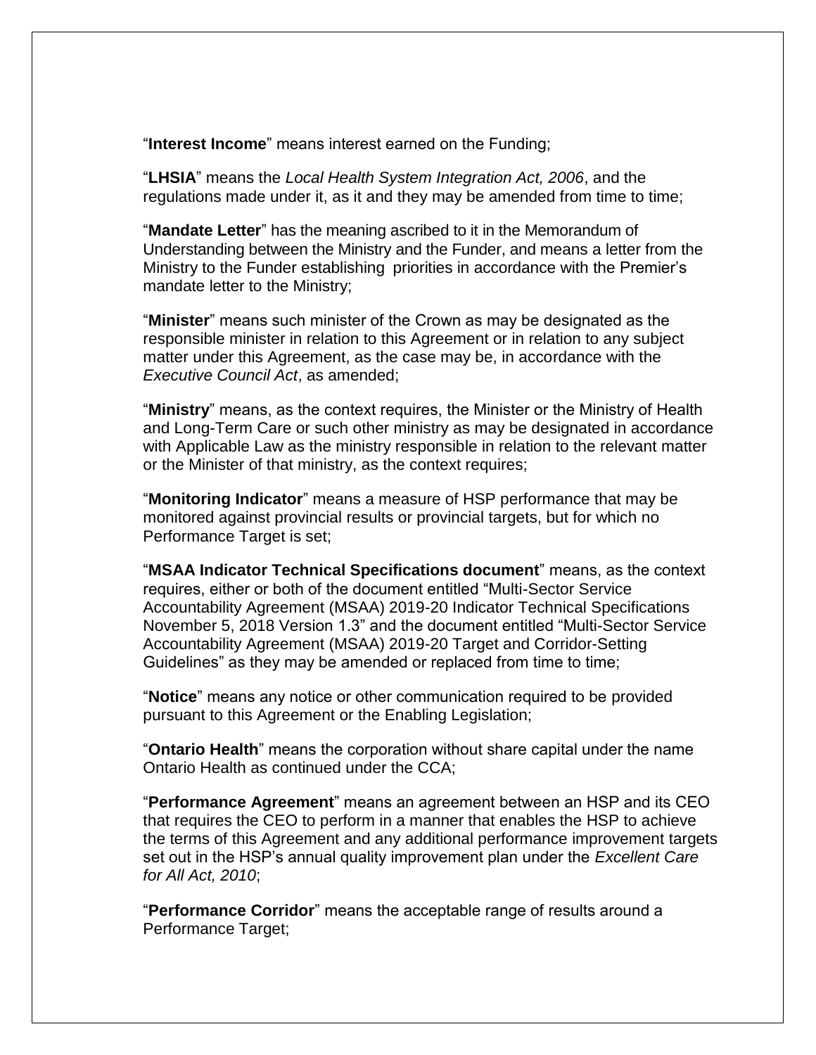"**Interest Income**" means interest earned on the Funding;

"**LHSIA**" means the *Local Health System Integration Act, 2006*, and the regulations made under it, as it and they may be amended from time to time;

"**Mandate Letter**" has the meaning ascribed to it in the Memorandum of Understanding between the Ministry and the Funder, and means a letter from the Ministry to the Funder establishing priorities in accordance with the Premier's mandate letter to the Ministry;

"**Minister**" means such minister of the Crown as may be designated as the responsible minister in relation to this Agreement or in relation to any subject matter under this Agreement, as the case may be, in accordance with the *Executive Council Act*, as amended;

"**Ministry**" means, as the context requires, the Minister or the Ministry of Health and Long-Term Care or such other ministry as may be designated in accordance with Applicable Law as the ministry responsible in relation to the relevant matter or the Minister of that ministry, as the context requires;

"**Monitoring Indicator**" means a measure of HSP performance that may be monitored against provincial results or provincial targets, but for which no Performance Target is set;

"**MSAA Indicator Technical Specifications document**" means, as the context requires, either or both of the document entitled "Multi-Sector Service Accountability Agreement (MSAA) 2019-20 Indicator Technical Specifications November 5, 2018 Version 1.3" and the document entitled "Multi-Sector Service Accountability Agreement (MSAA) 2019-20 Target and Corridor-Setting Guidelines" as they may be amended or replaced from time to time;

"**Notice**" means any notice or other communication required to be provided pursuant to this Agreement or the Enabling Legislation;

"**Ontario Health**" means the corporation without share capital under the name Ontario Health as continued under the CCA;

"**Performance Agreement**" means an agreement between an HSP and its CEO that requires the CEO to perform in a manner that enables the HSP to achieve the terms of this Agreement and any additional performance improvement targets set out in the HSP's annual quality improvement plan under the *Excellent Care for All Act, 2010*;

"**Performance Corridor**" means the acceptable range of results around a Performance Target;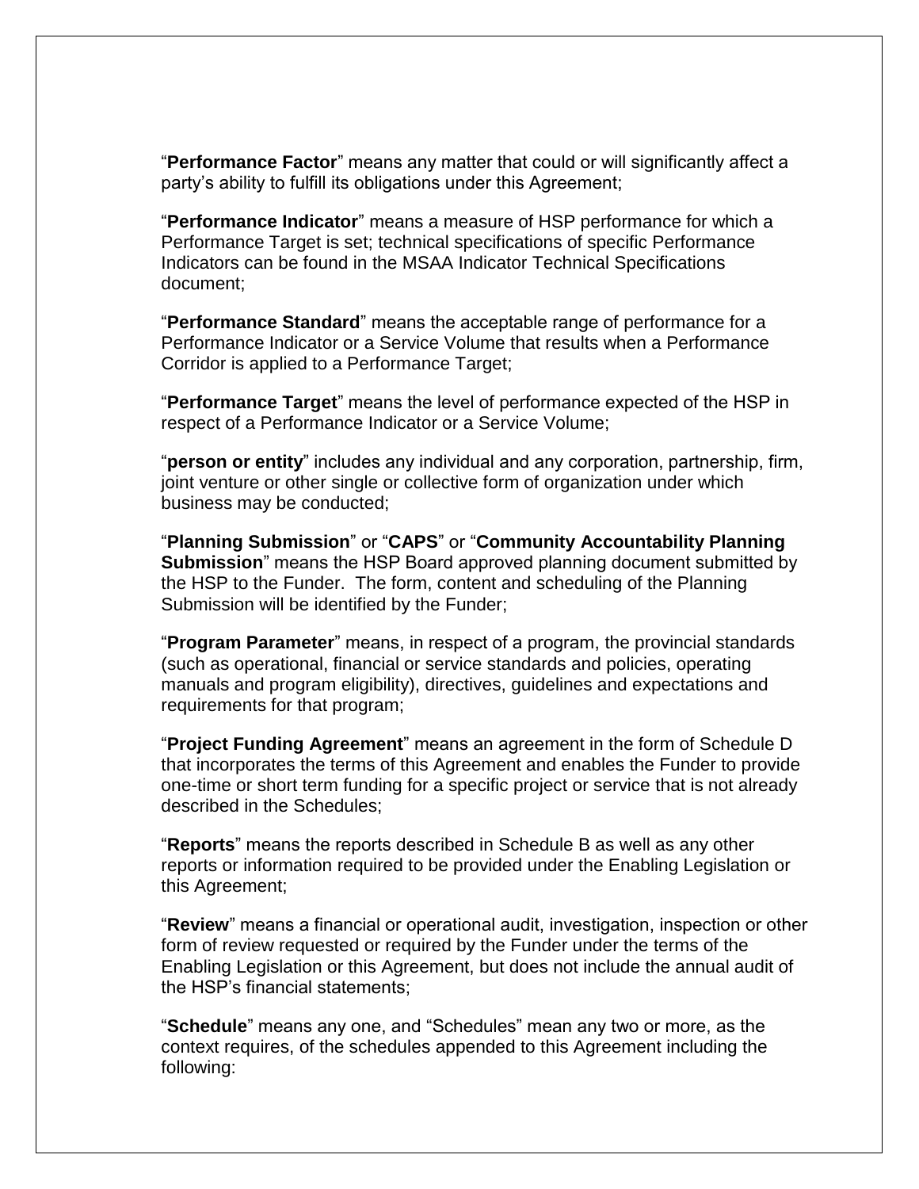"**Performance Factor**" means any matter that could or will significantly affect a party's ability to fulfill its obligations under this Agreement;

"**Performance Indicator**" means a measure of HSP performance for which a Performance Target is set; technical specifications of specific Performance Indicators can be found in the MSAA Indicator Technical Specifications document;

"**Performance Standard**" means the acceptable range of performance for a Performance Indicator or a Service Volume that results when a Performance Corridor is applied to a Performance Target;

"**Performance Target**" means the level of performance expected of the HSP in respect of a Performance Indicator or a Service Volume;

"**person or entity**" includes any individual and any corporation, partnership, firm, joint venture or other single or collective form of organization under which business may be conducted;

"**Planning Submission**" or "**CAPS**" or "**Community Accountability Planning Submission**" means the HSP Board approved planning document submitted by the HSP to the Funder. The form, content and scheduling of the Planning Submission will be identified by the Funder;

"**Program Parameter**" means, in respect of a program, the provincial standards (such as operational, financial or service standards and policies, operating manuals and program eligibility), directives, guidelines and expectations and requirements for that program;

"**Project Funding Agreement**" means an agreement in the form of Schedule D that incorporates the terms of this Agreement and enables the Funder to provide one-time or short term funding for a specific project or service that is not already described in the Schedules;

"**Reports**" means the reports described in Schedule B as well as any other reports or information required to be provided under the Enabling Legislation or this Agreement;

"**Review**" means a financial or operational audit, investigation, inspection or other form of review requested or required by the Funder under the terms of the Enabling Legislation or this Agreement, but does not include the annual audit of the HSP's financial statements;

"**Schedule**" means any one, and "Schedules" mean any two or more, as the context requires, of the schedules appended to this Agreement including the following: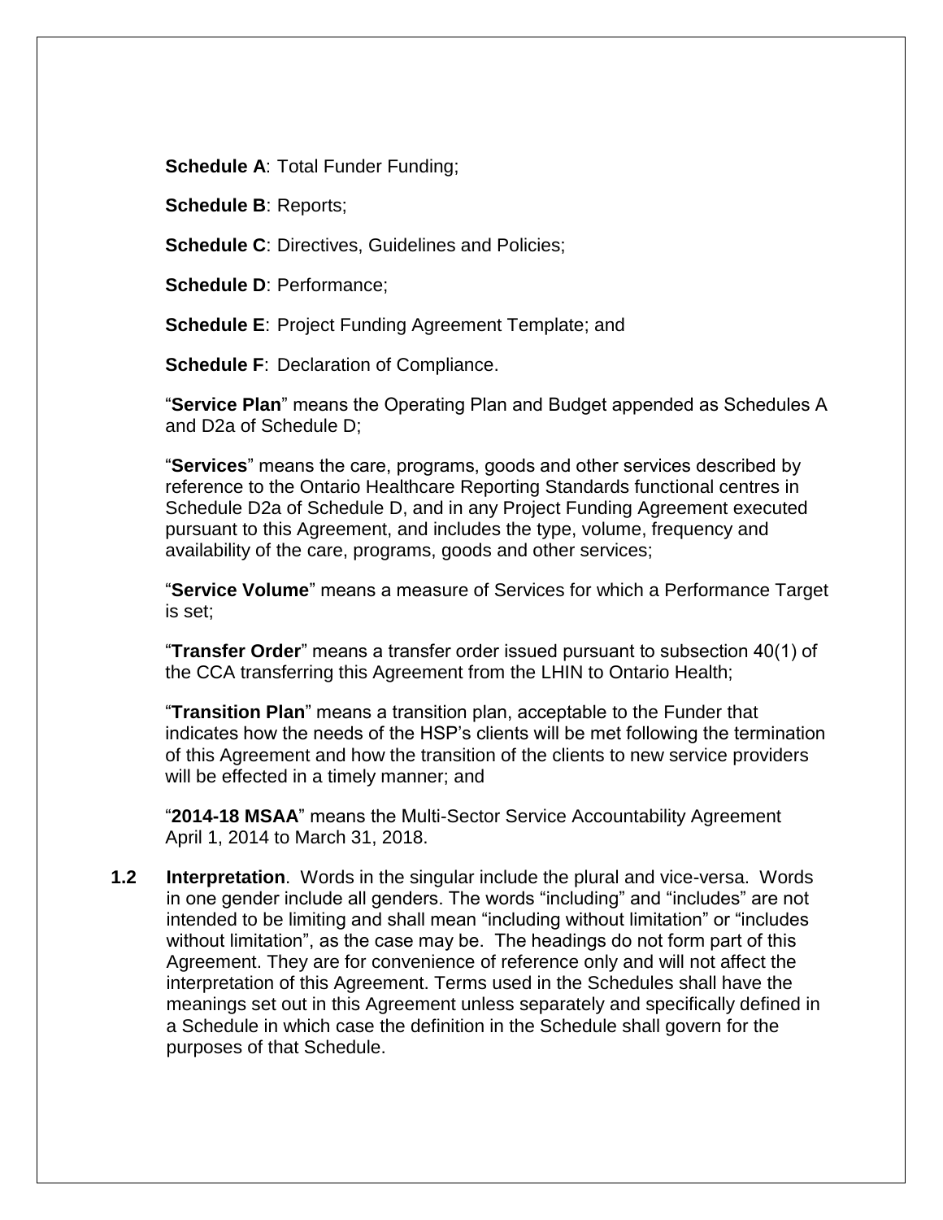**Schedule A**: Total Funder Funding;

**Schedule B**: Reports;

**Schedule C**: Directives, Guidelines and Policies;

**Schedule D**: Performance;

**Schedule E**: Project Funding Agreement Template; and

**Schedule F**: Declaration of Compliance.

"**Service Plan**" means the Operating Plan and Budget appended as Schedules A and D2a of Schedule D;

"**Services**" means the care, programs, goods and other services described by reference to the Ontario Healthcare Reporting Standards functional centres in Schedule D2a of Schedule D, and in any Project Funding Agreement executed pursuant to this Agreement, and includes the type, volume, frequency and availability of the care, programs, goods and other services;

"**Service Volume**" means a measure of Services for which a Performance Target is set;

"**Transfer Order**" means a transfer order issued pursuant to subsection 40(1) of the CCA transferring this Agreement from the LHIN to Ontario Health;

"**Transition Plan**" means a transition plan, acceptable to the Funder that indicates how the needs of the HSP's clients will be met following the termination of this Agreement and how the transition of the clients to new service providers will be effected in a timely manner; and

"**2014-18 MSAA**" means the Multi-Sector Service Accountability Agreement April 1, 2014 to March 31, 2018.

**1.2 Interpretation**. Words in the singular include the plural and vice-versa. Words in one gender include all genders. The words "including" and "includes" are not intended to be limiting and shall mean "including without limitation" or "includes without limitation", as the case may be. The headings do not form part of this Agreement. They are for convenience of reference only and will not affect the interpretation of this Agreement. Terms used in the Schedules shall have the meanings set out in this Agreement unless separately and specifically defined in a Schedule in which case the definition in the Schedule shall govern for the purposes of that Schedule.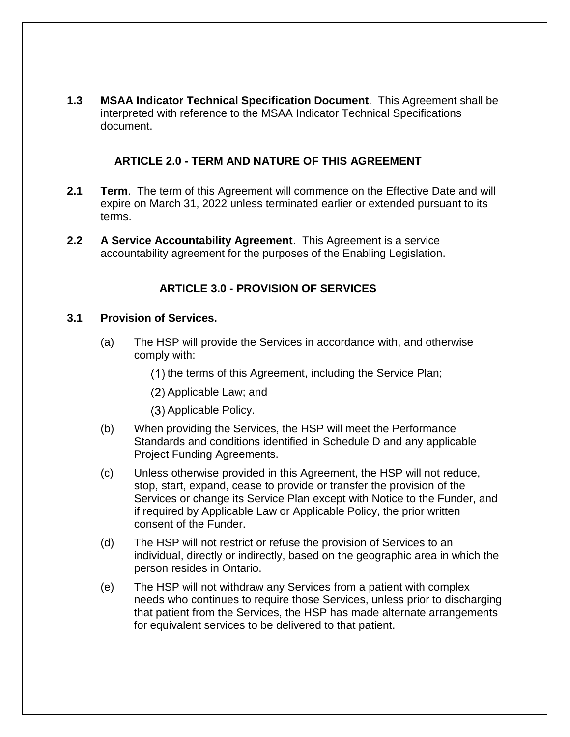**1.3 MSAA Indicator Technical Specification Document**. This Agreement shall be interpreted with reference to the MSAA Indicator Technical Specifications document.

## ARTICLE 2.0 - TERM AND NATURE OF THIS AGREEMENT

**2.1 Term**. The term of this Agreement will commence on the Effective Date and will expire on March 31, 2022 unless terminated earlier or extended pursuant to its terms.

**2.2 A Service Accountability Agreement**. This Agreement is a service accountability agreement for the purposes of the Enabling Legislation.

## ARTICLE 3.0 - PROVISION OF SERVICES

**3.1 Provision of Services.**

(a) The HSP will provide the Services in accordance with, and otherwise comply with:

(1) the terms of this Agreement, including the Service Plan;

(2) Applicable Law; and

(3) Applicable Policy.

(b) When providing the Services, the HSP will meet the Performance Standards and conditions identified in Schedule D and any applicable Project Funding Agreements.

(c) Unless otherwise provided in this Agreement, the HSP will not reduce, stop, start, expand, cease to provide or transfer the provision of the Services or change its Service Plan except with Notice to the Funder, and if required by Applicable Law or Applicable Policy, the prior written consent of the Funder.

(d) The HSP will not restrict or refuse the provision of Services to an individual, directly or indirectly, based on the geographic area in which the person resides in Ontario.

(e) The HSP will not withdraw any Services from a patient with complex needs who continues to require those Services, unless prior to discharging that patient from the Services, the HSP has made alternate arrangements for equivalent services to be delivered to that patient.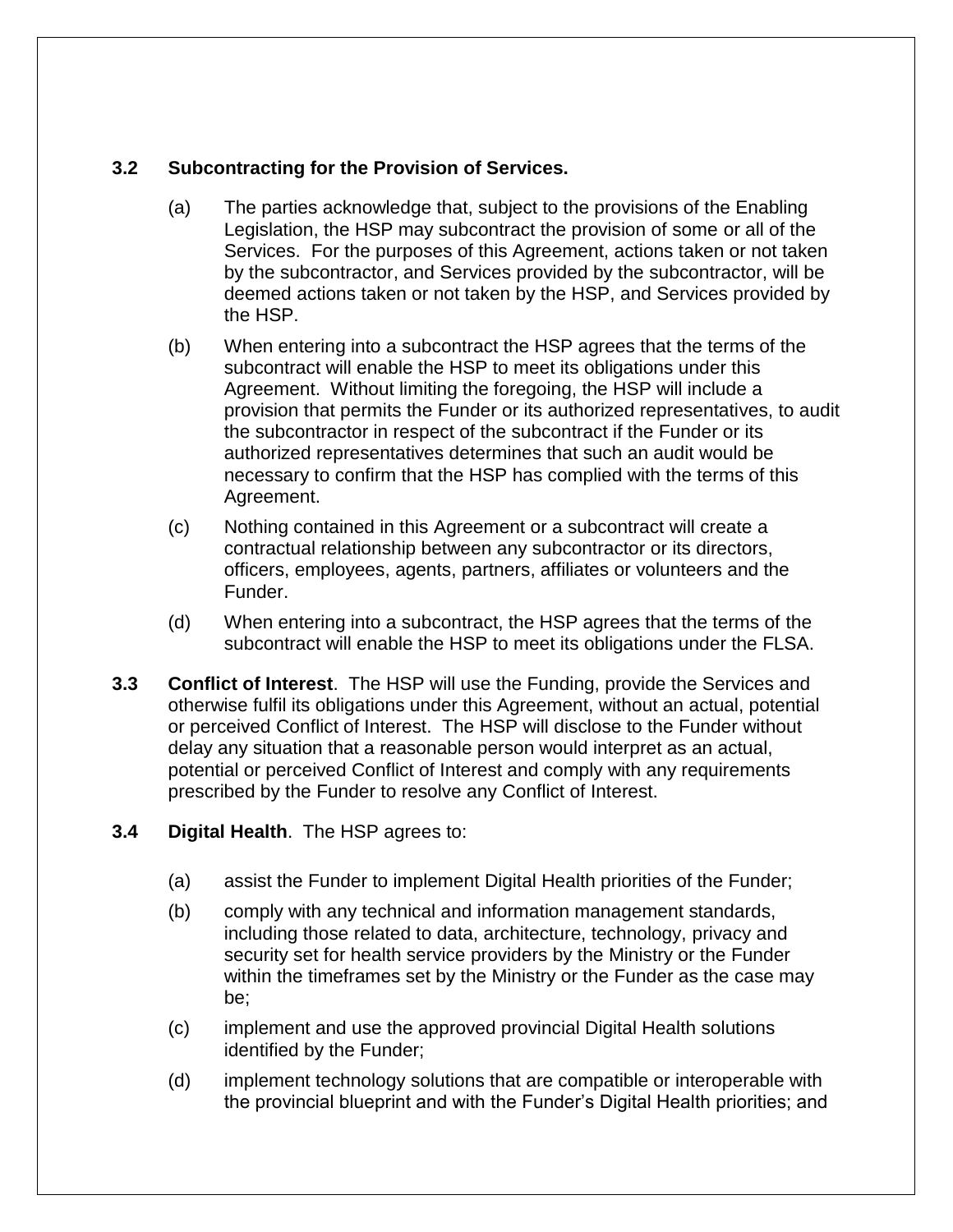**3.2 Subcontracting for the Provision of Services.**

(a) The parties acknowledge that, subject to the provisions of the Enabling Legislation, the HSP may subcontract the provision of some or all of the Services. For the purposes of this Agreement, actions taken or not taken by the subcontractor, and Services provided by the subcontractor, will be deemed actions taken or not taken by the HSP, and Services provided by the HSP.

(b) When entering into a subcontract the HSP agrees that the terms of the subcontract will enable the HSP to meet its obligations under this Agreement. Without limiting the foregoing, the HSP will include a provision that permits the Funder or its authorized representatives, to audit the subcontractor in respect of the subcontract if the Funder or its authorized representatives determines that such an audit would be necessary to confirm that the HSP has complied with the terms of this Agreement.

(c) Nothing contained in this Agreement or a subcontract will create a contractual relationship between any subcontractor or its directors, officers, employees, agents, partners, affiliates or volunteers and the Funder.

(d) When entering into a subcontract, the HSP agrees that the terms of the subcontract will enable the HSP to meet its obligations under the FLSA.

**3.3 Conflict of Interest**. The HSP will use the Funding, provide the Services and otherwise fulfil its obligations under this Agreement, without an actual, potential or perceived Conflict of Interest. The HSP will disclose to the Funder without delay any situation that a reasonable person would interpret as an actual, potential or perceived Conflict of Interest and comply with any requirements prescribed by the Funder to resolve any Conflict of Interest.

**3.4 Digital Health**. The HSP agrees to:

(a) assist the Funder to implement Digital Health priorities of the Funder;

(b) comply with any technical and information management standards, including those related to data, architecture, technology, privacy and security set for health service providers by the Ministry or the Funder within the timeframes set by the Ministry or the Funder as the case may be;

(c) implement and use the approved provincial Digital Health solutions identified by the Funder;

(d) implement technology solutions that are compatible or interoperable with the provincial blueprint and with the Funder's Digital Health priorities; and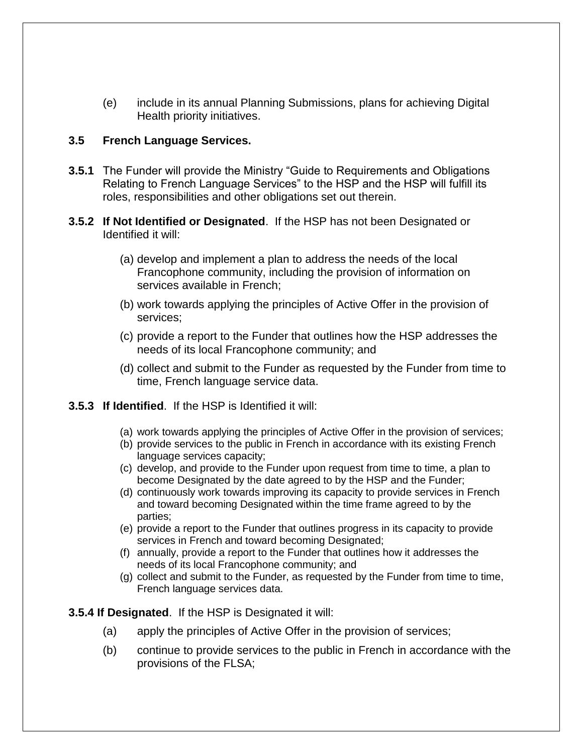(e) include in its annual Planning Submissions, plans for achieving Digital Health priority initiatives.

### 3.5 French Language Services.

**3.5.1** The Funder will provide the Ministry "Guide to Requirements and Obligations Relating to French Language Services" to the HSP and the HSP will fulfill its roles, responsibilities and other obligations set out therein.

**3.5.2 If Not Identified or Designated**. If the HSP has not been Designated or Identified it will:

(a) develop and implement a plan to address the needs of the local Francophone community, including the provision of information on services available in French;

(b) work towards applying the principles of Active Offer in the provision of services;

(c) provide a report to the Funder that outlines how the HSP addresses the needs of its local Francophone community; and

(d) collect and submit to the Funder as requested by the Funder from time to time, French language service data.

**3.5.3 If Identified**. If the HSP is Identified it will:

(a) work towards applying the principles of Active Offer in the provision of services;
(b) provide services to the public in French in accordance with its existing French language services capacity;
(c) develop, and provide to the Funder upon request from time to time, a plan to become Designated by the date agreed to by the HSP and the Funder;
(d) continuously work towards improving its capacity to provide services in French and toward becoming Designated within the time frame agreed to by the parties;
(e) provide a report to the Funder that outlines progress in its capacity to provide services in French and toward becoming Designated;
(f) annually, provide a report to the Funder that outlines how it addresses the needs of its local Francophone community; and
(g) collect and submit to the Funder, as requested by the Funder from time to time, French language services data.

**3.5.4 If Designated**. If the HSP is Designated it will:

(a) apply the principles of Active Offer in the provision of services;

(b) continue to provide services to the public in French in accordance with the provisions of the FLSA;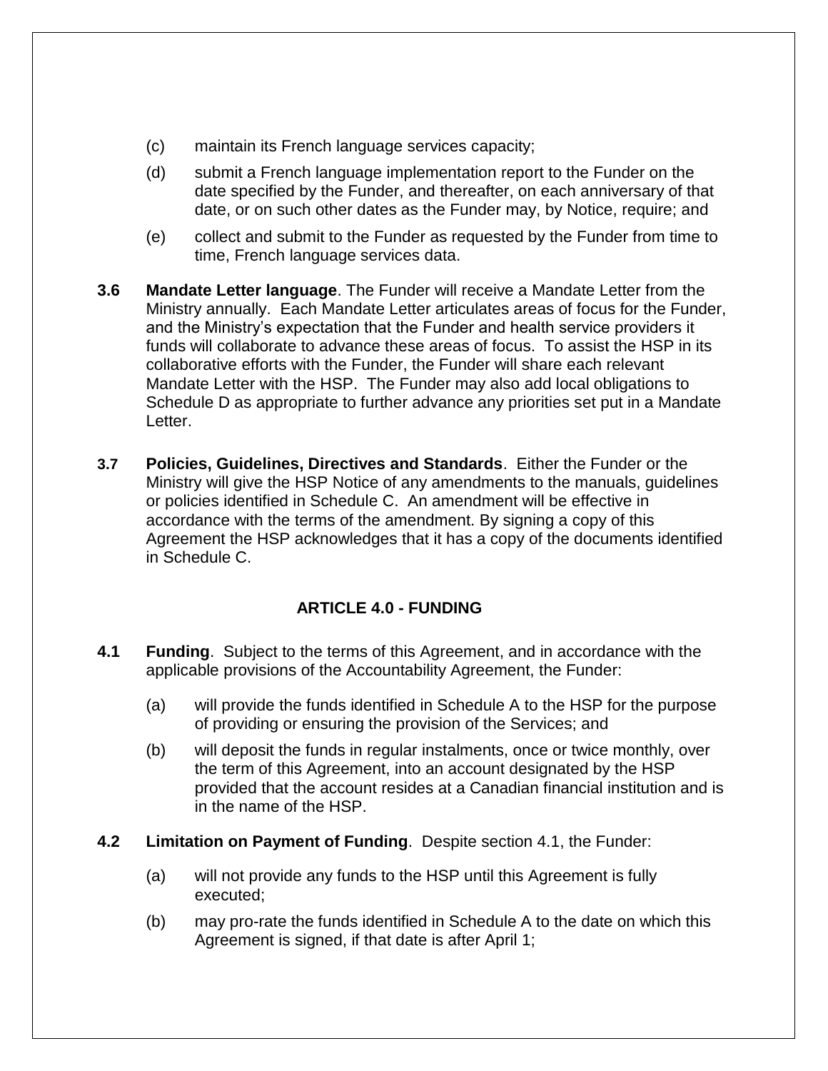(c) maintain its French language services capacity;

(d) submit a French language implementation report to the Funder on the date specified by the Funder, and thereafter, on each anniversary of that date, or on such other dates as the Funder may, by Notice, require; and

(e) collect and submit to the Funder as requested by the Funder from time to time, French language services data.

**3.6 Mandate Letter language**. The Funder will receive a Mandate Letter from the Ministry annually. Each Mandate Letter articulates areas of focus for the Funder, and the Ministry's expectation that the Funder and health service providers it funds will collaborate to advance these areas of focus. To assist the HSP in its collaborative efforts with the Funder, the Funder will share each relevant Mandate Letter with the HSP. The Funder may also add local obligations to Schedule D as appropriate to further advance any priorities set put in a Mandate Letter.

**3.7 Policies, Guidelines, Directives and Standards**. Either the Funder or the Ministry will give the HSP Notice of any amendments to the manuals, guidelines or policies identified in Schedule C. An amendment will be effective in accordance with the terms of the amendment. By signing a copy of this Agreement the HSP acknowledges that it has a copy of the documents identified in Schedule C.

## ARTICLE 4.0 - FUNDING

**4.1 Funding**. Subject to the terms of this Agreement, and in accordance with the applicable provisions of the Accountability Agreement, the Funder:

(a) will provide the funds identified in Schedule A to the HSP for the purpose of providing or ensuring the provision of the Services; and

(b) will deposit the funds in regular instalments, once or twice monthly, over the term of this Agreement, into an account designated by the HSP provided that the account resides at a Canadian financial institution and is in the name of the HSP.

**4.2 Limitation on Payment of Funding**. Despite section 4.1, the Funder:

(a) will not provide any funds to the HSP until this Agreement is fully executed;

(b) may pro-rate the funds identified in Schedule A to the date on which this Agreement is signed, if that date is after April 1;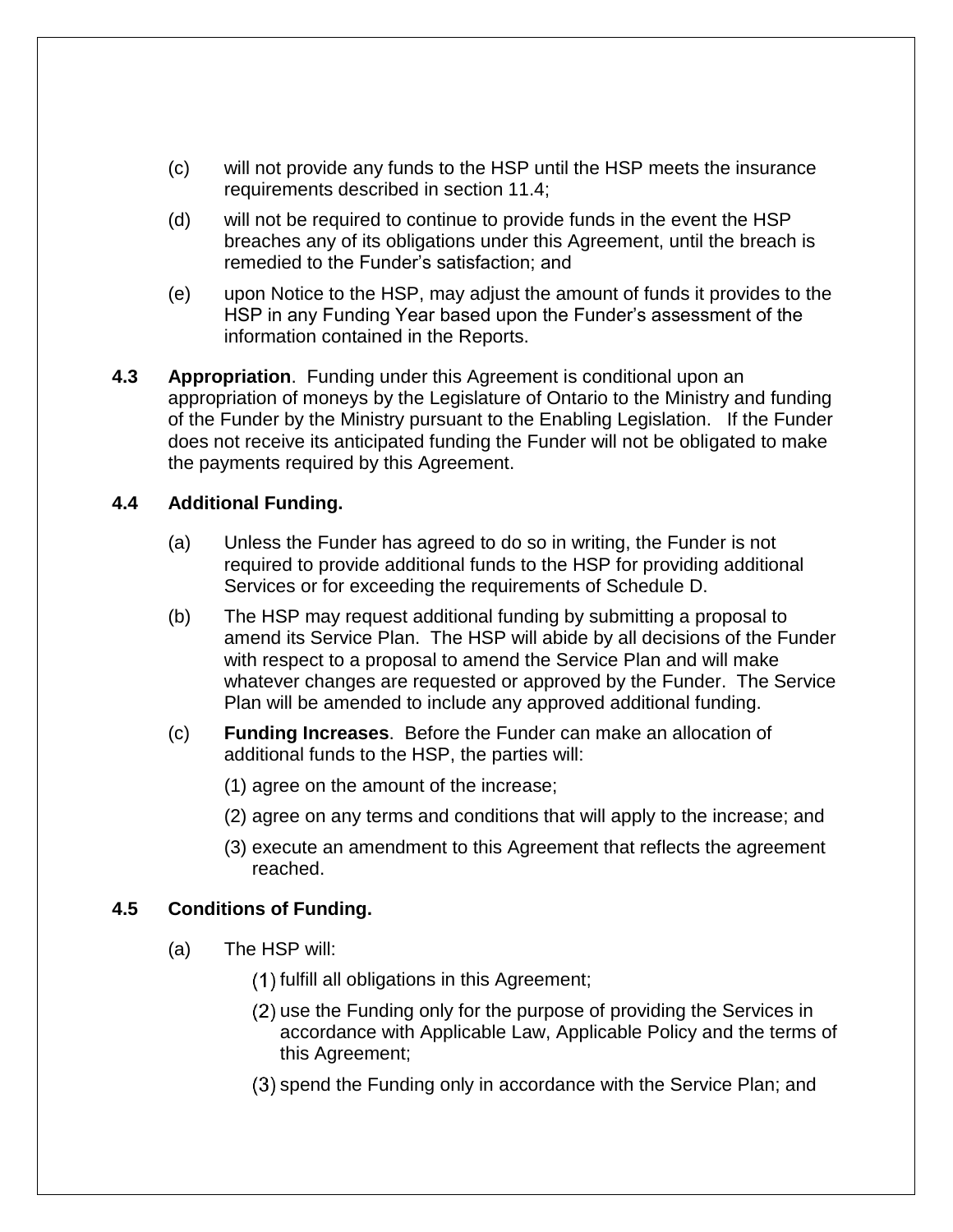(c) will not provide any funds to the HSP until the HSP meets the insurance requirements described in section 11.4;

(d) will not be required to continue to provide funds in the event the HSP breaches any of its obligations under this Agreement, until the breach is remedied to the Funder's satisfaction; and

(e) upon Notice to the HSP, may adjust the amount of funds it provides to the HSP in any Funding Year based upon the Funder's assessment of the information contained in the Reports.

**4.3 Appropriation**. Funding under this Agreement is conditional upon an appropriation of moneys by the Legislature of Ontario to the Ministry and funding of the Funder by the Ministry pursuant to the Enabling Legislation. If the Funder does not receive its anticipated funding the Funder will not be obligated to make the payments required by this Agreement.

**4.4 Additional Funding.**

(a) Unless the Funder has agreed to do so in writing, the Funder is not required to provide additional funds to the HSP for providing additional Services or for exceeding the requirements of Schedule D.

(b) The HSP may request additional funding by submitting a proposal to amend its Service Plan. The HSP will abide by all decisions of the Funder with respect to a proposal to amend the Service Plan and will make whatever changes are requested or approved by the Funder. The Service Plan will be amended to include any approved additional funding.

(c) **Funding Increases**. Before the Funder can make an allocation of additional funds to the HSP, the parties will:

(1) agree on the amount of the increase;

(2) agree on any terms and conditions that will apply to the increase; and

(3) execute an amendment to this Agreement that reflects the agreement reached.

**4.5 Conditions of Funding.**

(a) The HSP will:

(1) fulfill all obligations in this Agreement;

(2) use the Funding only for the purpose of providing the Services in accordance with Applicable Law, Applicable Policy and the terms of this Agreement;

(3) spend the Funding only in accordance with the Service Plan; and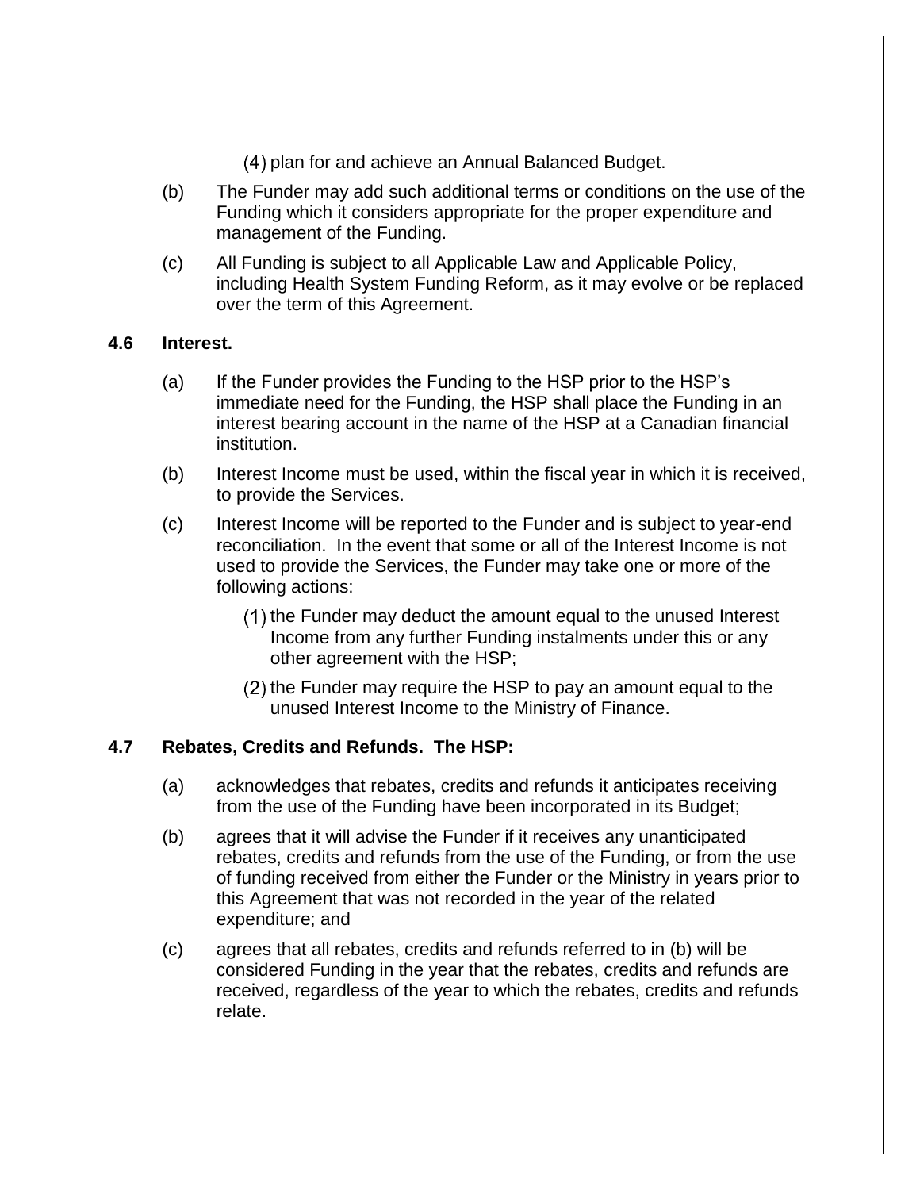(4) plan for and achieve an Annual Balanced Budget.

(b) The Funder may add such additional terms or conditions on the use of the Funding which it considers appropriate for the proper expenditure and management of the Funding.

(c) All Funding is subject to all Applicable Law and Applicable Policy, including Health System Funding Reform, as it may evolve or be replaced over the term of this Agreement.

**4.6 Interest.**

(a) If the Funder provides the Funding to the HSP prior to the HSP's immediate need for the Funding, the HSP shall place the Funding in an interest bearing account in the name of the HSP at a Canadian financial institution.

(b) Interest Income must be used, within the fiscal year in which it is received, to provide the Services.

(c) Interest Income will be reported to the Funder and is subject to year-end reconciliation. In the event that some or all of the Interest Income is not used to provide the Services, the Funder may take one or more of the following actions:

(1) the Funder may deduct the amount equal to the unused Interest Income from any further Funding instalments under this or any other agreement with the HSP;

(2) the Funder may require the HSP to pay an amount equal to the unused Interest Income to the Ministry of Finance.

**4.7 Rebates, Credits and Refunds. The HSP:**

(a) acknowledges that rebates, credits and refunds it anticipates receiving from the use of the Funding have been incorporated in its Budget;

(b) agrees that it will advise the Funder if it receives any unanticipated rebates, credits and refunds from the use of the Funding, or from the use of funding received from either the Funder or the Ministry in years prior to this Agreement that was not recorded in the year of the related expenditure; and

(c) agrees that all rebates, credits and refunds referred to in (b) will be considered Funding in the year that the rebates, credits and refunds are received, regardless of the year to which the rebates, credits and refunds relate.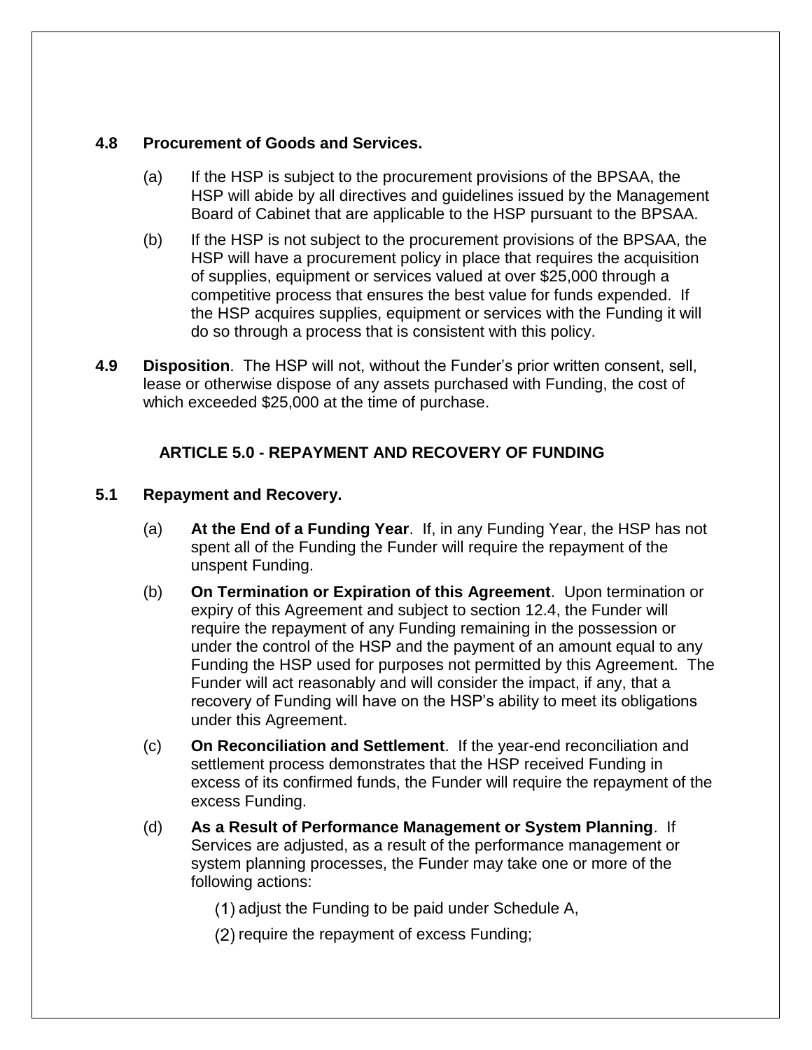**4.8 Procurement of Goods and Services.**

(a) If the HSP is subject to the procurement provisions of the BPSAA, the HSP will abide by all directives and guidelines issued by the Management Board of Cabinet that are applicable to the HSP pursuant to the BPSAA.

(b) If the HSP is not subject to the procurement provisions of the BPSAA, the HSP will have a procurement policy in place that requires the acquisition of supplies, equipment or services valued at over $25,000 through a competitive process that ensures the best value for funds expended. If the HSP acquires supplies, equipment or services with the Funding it will do so through a process that is consistent with this policy.

**4.9 Disposition**. The HSP will not, without the Funder's prior written consent, sell, lease or otherwise dispose of any assets purchased with Funding, the cost of which exceeded $25,000 at the time of purchase.

## ARTICLE 5.0 - REPAYMENT AND RECOVERY OF FUNDING

**5.1 Repayment and Recovery.**

(a) **At the End of a Funding Year**. If, in any Funding Year, the HSP has not spent all of the Funding the Funder will require the repayment of the unspent Funding.

(b) **On Termination or Expiration of this Agreement**. Upon termination or expiry of this Agreement and subject to section 12.4, the Funder will require the repayment of any Funding remaining in the possession or under the control of the HSP and the payment of an amount equal to any Funding the HSP used for purposes not permitted by this Agreement. The Funder will act reasonably and will consider the impact, if any, that a recovery of Funding will have on the HSP's ability to meet its obligations under this Agreement.

(c) **On Reconciliation and Settlement**. If the year-end reconciliation and settlement process demonstrates that the HSP received Funding in excess of its confirmed funds, the Funder will require the repayment of the excess Funding.

(d) **As a Result of Performance Management or System Planning**. If Services are adjusted, as a result of the performance management or system planning processes, the Funder may take one or more of the following actions:

(1) adjust the Funding to be paid under Schedule A,

(2) require the repayment of excess Funding;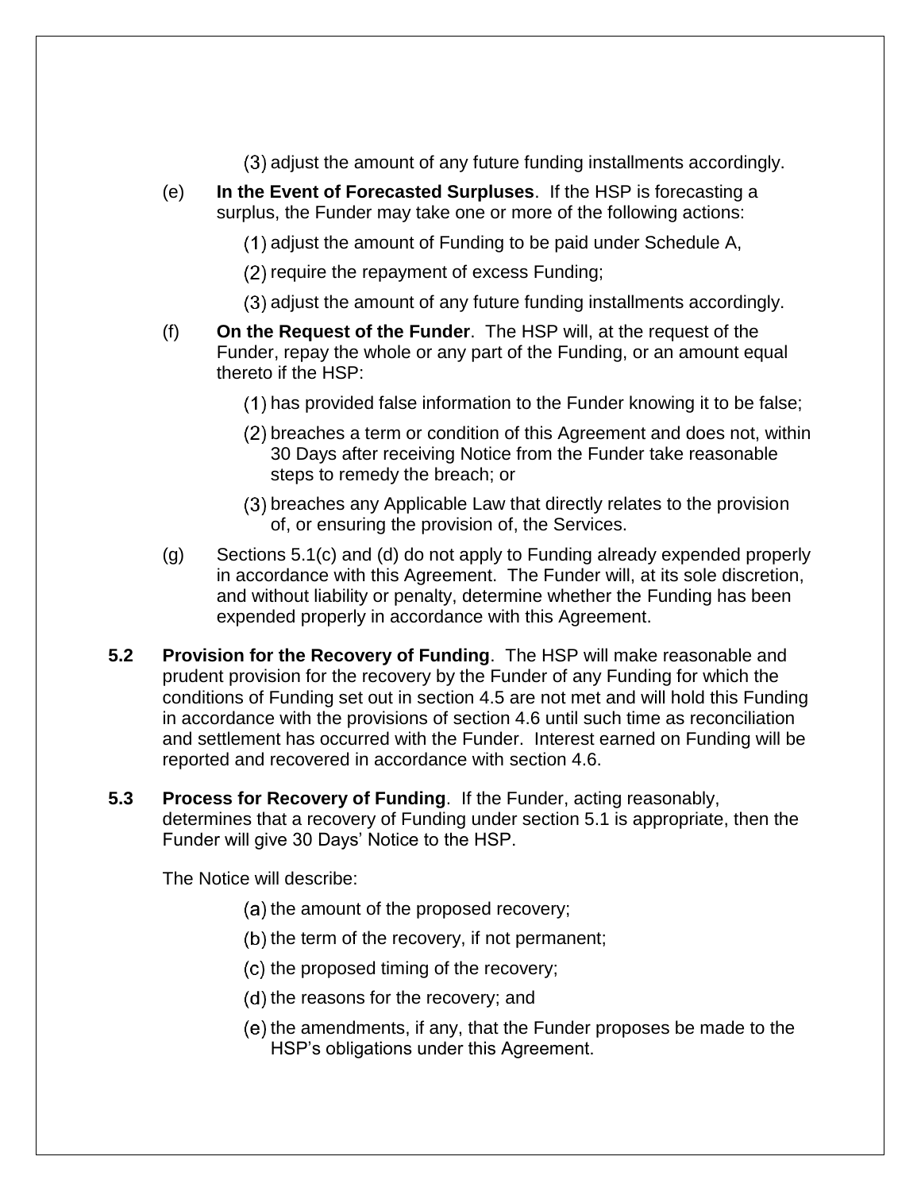(3) adjust the amount of any future funding installments accordingly.

(e) **In the Event of Forecasted Surpluses**. If the HSP is forecasting a surplus, the Funder may take one or more of the following actions:

(1) adjust the amount of Funding to be paid under Schedule A,

(2) require the repayment of excess Funding;

(3) adjust the amount of any future funding installments accordingly.

(f) **On the Request of the Funder**. The HSP will, at the request of the Funder, repay the whole or any part of the Funding, or an amount equal thereto if the HSP:

(1) has provided false information to the Funder knowing it to be false;

(2) breaches a term or condition of this Agreement and does not, within 30 Days after receiving Notice from the Funder take reasonable steps to remedy the breach; or

(3) breaches any Applicable Law that directly relates to the provision of, or ensuring the provision of, the Services.

(g) Sections 5.1(c) and (d) do not apply to Funding already expended properly in accordance with this Agreement. The Funder will, at its sole discretion, and without liability or penalty, determine whether the Funding has been expended properly in accordance with this Agreement.

**5.2 Provision for the Recovery of Funding**. The HSP will make reasonable and prudent provision for the recovery by the Funder of any Funding for which the conditions of Funding set out in section 4.5 are not met and will hold this Funding in accordance with the provisions of section 4.6 until such time as reconciliation and settlement has occurred with the Funder. Interest earned on Funding will be reported and recovered in accordance with section 4.6.

**5.3 Process for Recovery of Funding**. If the Funder, acting reasonably, determines that a recovery of Funding under section 5.1 is appropriate, then the Funder will give 30 Days' Notice to the HSP.

The Notice will describe:

(a) the amount of the proposed recovery;

(b) the term of the recovery, if not permanent;

(c) the proposed timing of the recovery;

(d) the reasons for the recovery; and

(e) the amendments, if any, that the Funder proposes be made to the HSP's obligations under this Agreement.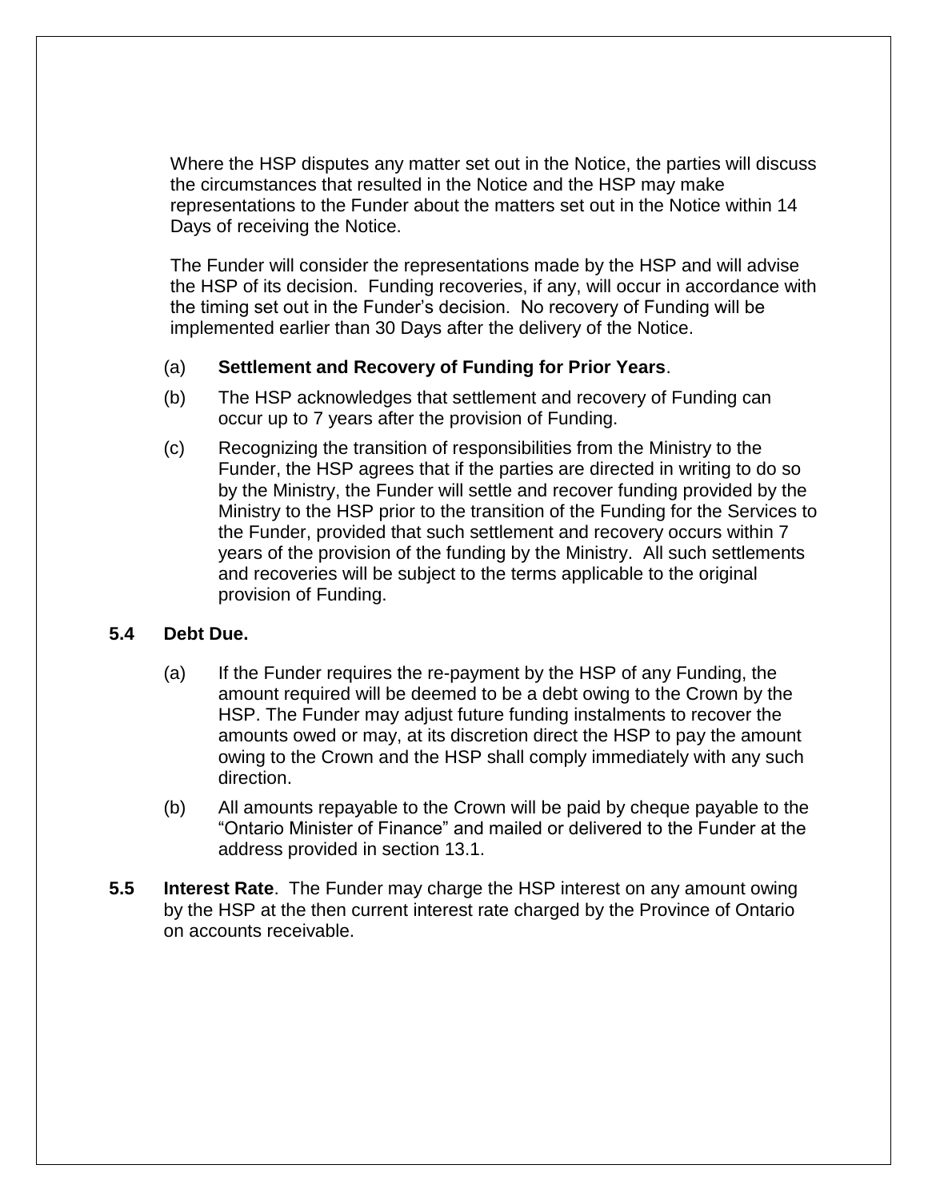Where the HSP disputes any matter set out in the Notice, the parties will discuss the circumstances that resulted in the Notice and the HSP may make representations to the Funder about the matters set out in the Notice within 14 Days of receiving the Notice.

The Funder will consider the representations made by the HSP and will advise the HSP of its decision. Funding recoveries, if any, will occur in accordance with the timing set out in the Funder's decision. No recovery of Funding will be implemented earlier than 30 Days after the delivery of the Notice.

(a) **Settlement and Recovery of Funding for Prior Years**.

(b) The HSP acknowledges that settlement and recovery of Funding can occur up to 7 years after the provision of Funding.

(c) Recognizing the transition of responsibilities from the Ministry to the Funder, the HSP agrees that if the parties are directed in writing to do so by the Ministry, the Funder will settle and recover funding provided by the Ministry to the HSP prior to the transition of the Funding for the Services to the Funder, provided that such settlement and recovery occurs within 7 years of the provision of the funding by the Ministry. All such settlements and recoveries will be subject to the terms applicable to the original provision of Funding.

**5.4 Debt Due.**

(a) If the Funder requires the re-payment by the HSP of any Funding, the amount required will be deemed to be a debt owing to the Crown by the HSP. The Funder may adjust future funding instalments to recover the amounts owed or may, at its discretion direct the HSP to pay the amount owing to the Crown and the HSP shall comply immediately with any such direction.

(b) All amounts repayable to the Crown will be paid by cheque payable to the "Ontario Minister of Finance" and mailed or delivered to the Funder at the address provided in section 13.1.

**5.5 Interest Rate**. The Funder may charge the HSP interest on any amount owing by the HSP at the then current interest rate charged by the Province of Ontario on accounts receivable.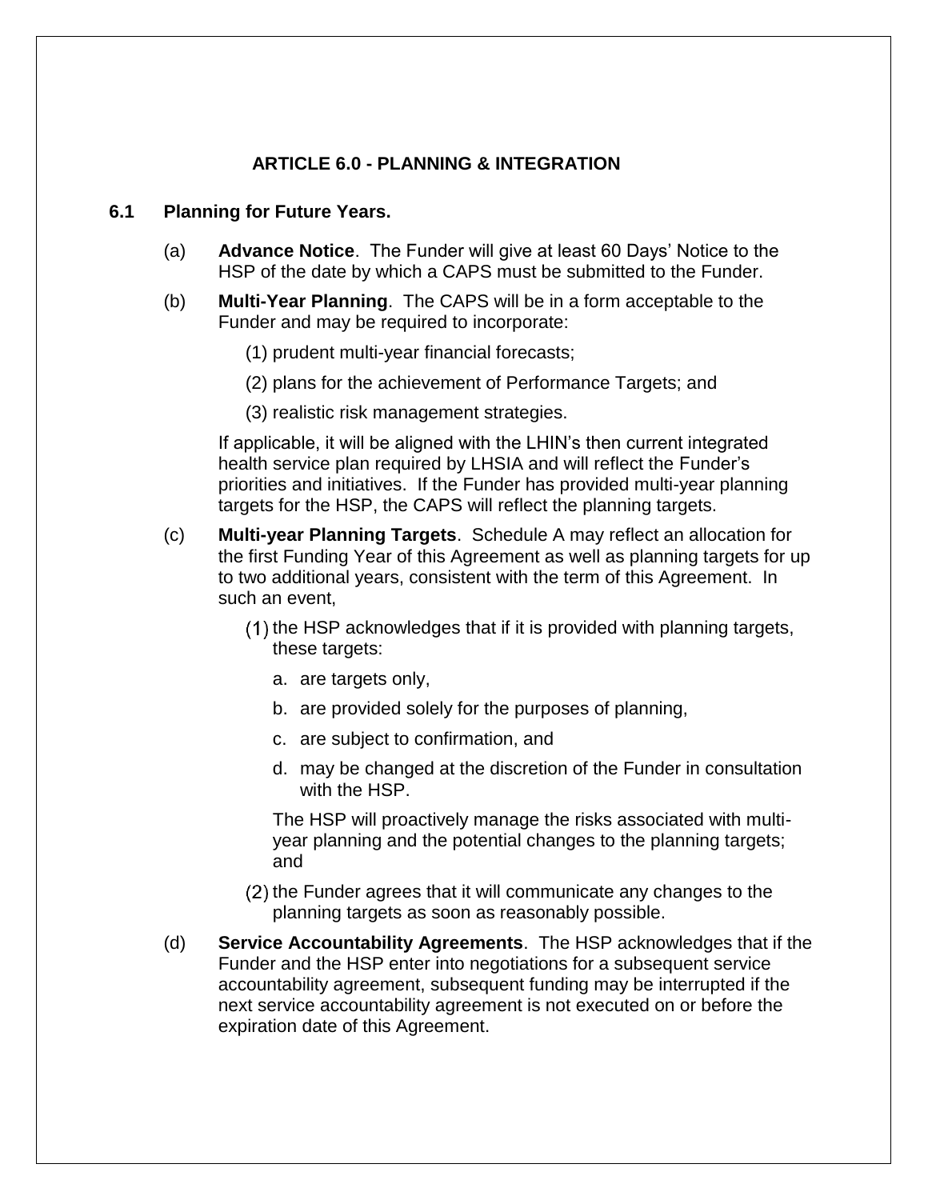## ARTICLE 6.0 - PLANNING & INTEGRATION

### 6.1 Planning for Future Years.

(a) **Advance Notice**. The Funder will give at least 60 Days' Notice to the HSP of the date by which a CAPS must be submitted to the Funder.

(b) **Multi-Year Planning**. The CAPS will be in a form acceptable to the Funder and may be required to incorporate:

(1) prudent multi-year financial forecasts;

(2) plans for the achievement of Performance Targets; and

(3) realistic risk management strategies.

If applicable, it will be aligned with the LHIN's then current integrated health service plan required by LHSIA and will reflect the Funder's priorities and initiatives. If the Funder has provided multi-year planning targets for the HSP, the CAPS will reflect the planning targets.

(c) **Multi-year Planning Targets**. Schedule A may reflect an allocation for the first Funding Year of this Agreement as well as planning targets for up to two additional years, consistent with the term of this Agreement. In such an event,

(1) the HSP acknowledges that if it is provided with planning targets, these targets:

a. are targets only,

b. are provided solely for the purposes of planning,

c. are subject to confirmation, and

d. may be changed at the discretion of the Funder in consultation with the HSP.

The HSP will proactively manage the risks associated with multi-year planning and the potential changes to the planning targets; and

(2) the Funder agrees that it will communicate any changes to the planning targets as soon as reasonably possible.

(d) **Service Accountability Agreements**. The HSP acknowledges that if the Funder and the HSP enter into negotiations for a subsequent service accountability agreement, subsequent funding may be interrupted if the next service accountability agreement is not executed on or before the expiration date of this Agreement.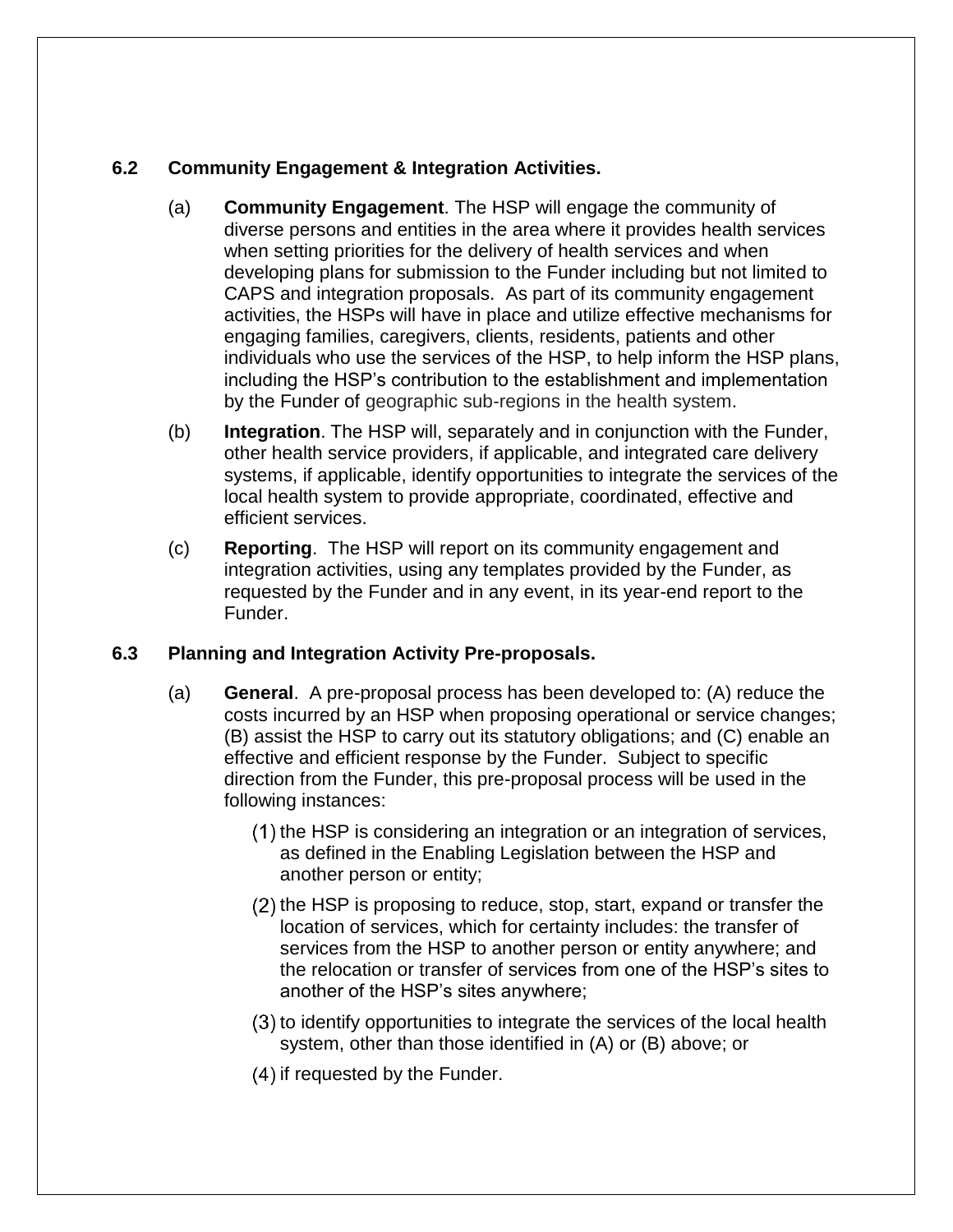### 6.2 Community Engagement & Integration Activities.

(a) **Community Engagement**. The HSP will engage the community of diverse persons and entities in the area where it provides health services when setting priorities for the delivery of health services and when developing plans for submission to the Funder including but not limited to CAPS and integration proposals. As part of its community engagement activities, the HSPs will have in place and utilize effective mechanisms for engaging families, caregivers, clients, residents, patients and other individuals who use the services of the HSP, to help inform the HSP plans, including the HSP's contribution to the establishment and implementation by the Funder of geographic sub-regions in the health system.

(b) **Integration**. The HSP will, separately and in conjunction with the Funder, other health service providers, if applicable, and integrated care delivery systems, if applicable, identify opportunities to integrate the services of the local health system to provide appropriate, coordinated, effective and efficient services.

(c) **Reporting**. The HSP will report on its community engagement and integration activities, using any templates provided by the Funder, as requested by the Funder and in any event, in its year-end report to the Funder.

### 6.3 Planning and Integration Activity Pre-proposals.

(a) **General**. A pre-proposal process has been developed to: (A) reduce the costs incurred by an HSP when proposing operational or service changes; (B) assist the HSP to carry out its statutory obligations; and (C) enable an effective and efficient response by the Funder. Subject to specific direction from the Funder, this pre-proposal process will be used in the following instances:

(1) the HSP is considering an integration or an integration of services, as defined in the Enabling Legislation between the HSP and another person or entity;

(2) the HSP is proposing to reduce, stop, start, expand or transfer the location of services, which for certainty includes: the transfer of services from the HSP to another person or entity anywhere; and the relocation or transfer of services from one of the HSP's sites to another of the HSP's sites anywhere;

(3) to identify opportunities to integrate the services of the local health system, other than those identified in (A) or (B) above; or

(4) if requested by the Funder.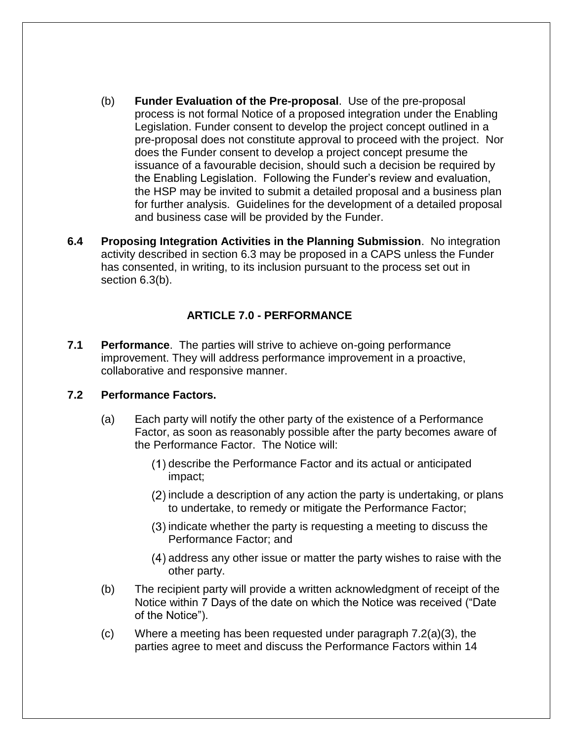(b) **Funder Evaluation of the Pre-proposal**. Use of the pre-proposal process is not formal Notice of a proposed integration under the Enabling Legislation. Funder consent to develop the project concept outlined in a pre-proposal does not constitute approval to proceed with the project. Nor does the Funder consent to develop a project concept presume the issuance of a favourable decision, should such a decision be required by the Enabling Legislation. Following the Funder's review and evaluation, the HSP may be invited to submit a detailed proposal and a business plan for further analysis. Guidelines for the development of a detailed proposal and business case will be provided by the Funder.

**6.4 Proposing Integration Activities in the Planning Submission**. No integration activity described in section 6.3 may be proposed in a CAPS unless the Funder has consented, in writing, to its inclusion pursuant to the process set out in section 6.3(b).

## ARTICLE 7.0 - PERFORMANCE

**7.1 Performance**. The parties will strive to achieve on-going performance improvement. They will address performance improvement in a proactive, collaborative and responsive manner.

**7.2 Performance Factors.**

(a) Each party will notify the other party of the existence of a Performance Factor, as soon as reasonably possible after the party becomes aware of the Performance Factor. The Notice will:

(1) describe the Performance Factor and its actual or anticipated impact;

(2) include a description of any action the party is undertaking, or plans to undertake, to remedy or mitigate the Performance Factor;

(3) indicate whether the party is requesting a meeting to discuss the Performance Factor; and

(4) address any other issue or matter the party wishes to raise with the other party.

(b) The recipient party will provide a written acknowledgment of receipt of the Notice within 7 Days of the date on which the Notice was received ("Date of the Notice").

(c) Where a meeting has been requested under paragraph 7.2(a)(3), the parties agree to meet and discuss the Performance Factors within 14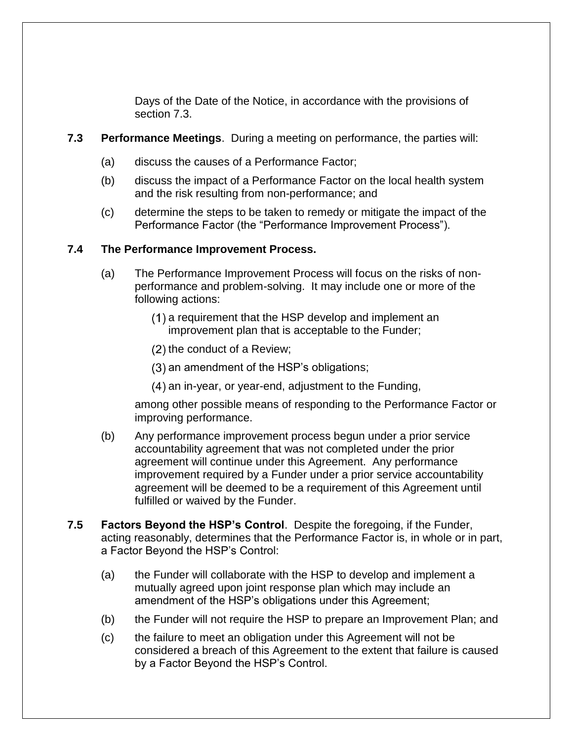Days of the Date of the Notice, in accordance with the provisions of section 7.3.

**7.3 Performance Meetings**. During a meeting on performance, the parties will:

(a) discuss the causes of a Performance Factor;

(b) discuss the impact of a Performance Factor on the local health system and the risk resulting from non-performance; and

(c) determine the steps to be taken to remedy or mitigate the impact of the Performance Factor (the "Performance Improvement Process").

**7.4 The Performance Improvement Process.**

(a) The Performance Improvement Process will focus on the risks of non-performance and problem-solving. It may include one or more of the following actions:

(1) a requirement that the HSP develop and implement an improvement plan that is acceptable to the Funder;

(2) the conduct of a Review;

(3) an amendment of the HSP's obligations;

(4) an in-year, or year-end, adjustment to the Funding,

among other possible means of responding to the Performance Factor or improving performance.

(b) Any performance improvement process begun under a prior service accountability agreement that was not completed under the prior agreement will continue under this Agreement. Any performance improvement required by a Funder under a prior service accountability agreement will be deemed to be a requirement of this Agreement until fulfilled or waived by the Funder.

**7.5 Factors Beyond the HSP's Control**. Despite the foregoing, if the Funder, acting reasonably, determines that the Performance Factor is, in whole or in part, a Factor Beyond the HSP's Control:

(a) the Funder will collaborate with the HSP to develop and implement a mutually agreed upon joint response plan which may include an amendment of the HSP's obligations under this Agreement;

(b) the Funder will not require the HSP to prepare an Improvement Plan; and

(c) the failure to meet an obligation under this Agreement will not be considered a breach of this Agreement to the extent that failure is caused by a Factor Beyond the HSP's Control.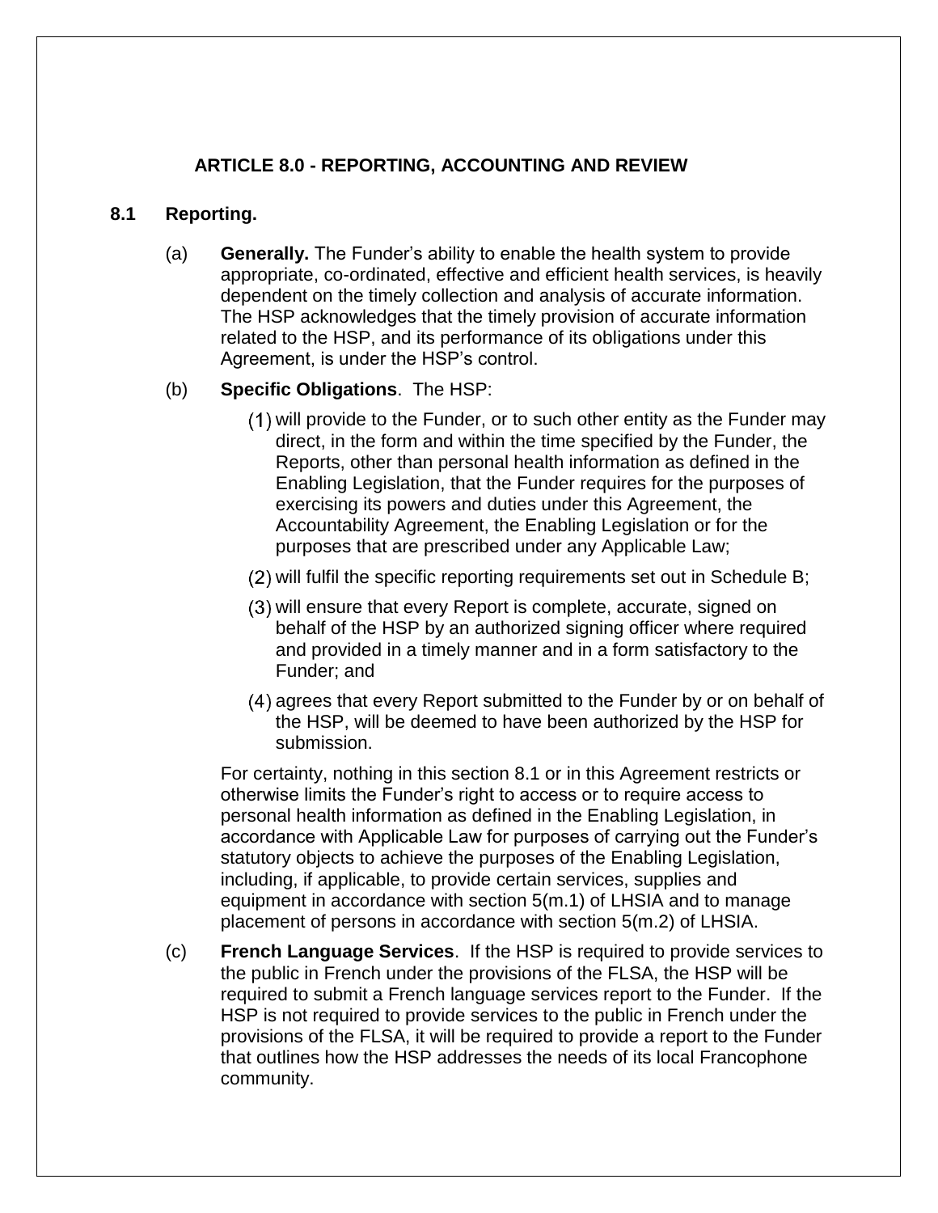## ARTICLE 8.0 - REPORTING, ACCOUNTING AND REVIEW

### 8.1 Reporting.

(a) **Generally.** The Funder's ability to enable the health system to provide appropriate, co-ordinated, effective and efficient health services, is heavily dependent on the timely collection and analysis of accurate information. The HSP acknowledges that the timely provision of accurate information related to the HSP, and its performance of its obligations under this Agreement, is under the HSP's control.

(b) **Specific Obligations**. The HSP:

(1) will provide to the Funder, or to such other entity as the Funder may direct, in the form and within the time specified by the Funder, the Reports, other than personal health information as defined in the Enabling Legislation, that the Funder requires for the purposes of exercising its powers and duties under this Agreement, the Accountability Agreement, the Enabling Legislation or for the purposes that are prescribed under any Applicable Law;

(2) will fulfil the specific reporting requirements set out in Schedule B;

(3) will ensure that every Report is complete, accurate, signed on behalf of the HSP by an authorized signing officer where required and provided in a timely manner and in a form satisfactory to the Funder; and

(4) agrees that every Report submitted to the Funder by or on behalf of the HSP, will be deemed to have been authorized by the HSP for submission.

For certainty, nothing in this section 8.1 or in this Agreement restricts or otherwise limits the Funder's right to access or to require access to personal health information as defined in the Enabling Legislation, in accordance with Applicable Law for purposes of carrying out the Funder's statutory objects to achieve the purposes of the Enabling Legislation, including, if applicable, to provide certain services, supplies and equipment in accordance with section 5(m.1) of LHSIA and to manage placement of persons in accordance with section 5(m.2) of LHSIA.

(c) **French Language Services**. If the HSP is required to provide services to the public in French under the provisions of the FLSA, the HSP will be required to submit a French language services report to the Funder. If the HSP is not required to provide services to the public in French under the provisions of the FLSA, it will be required to provide a report to the Funder that outlines how the HSP addresses the needs of its local Francophone community.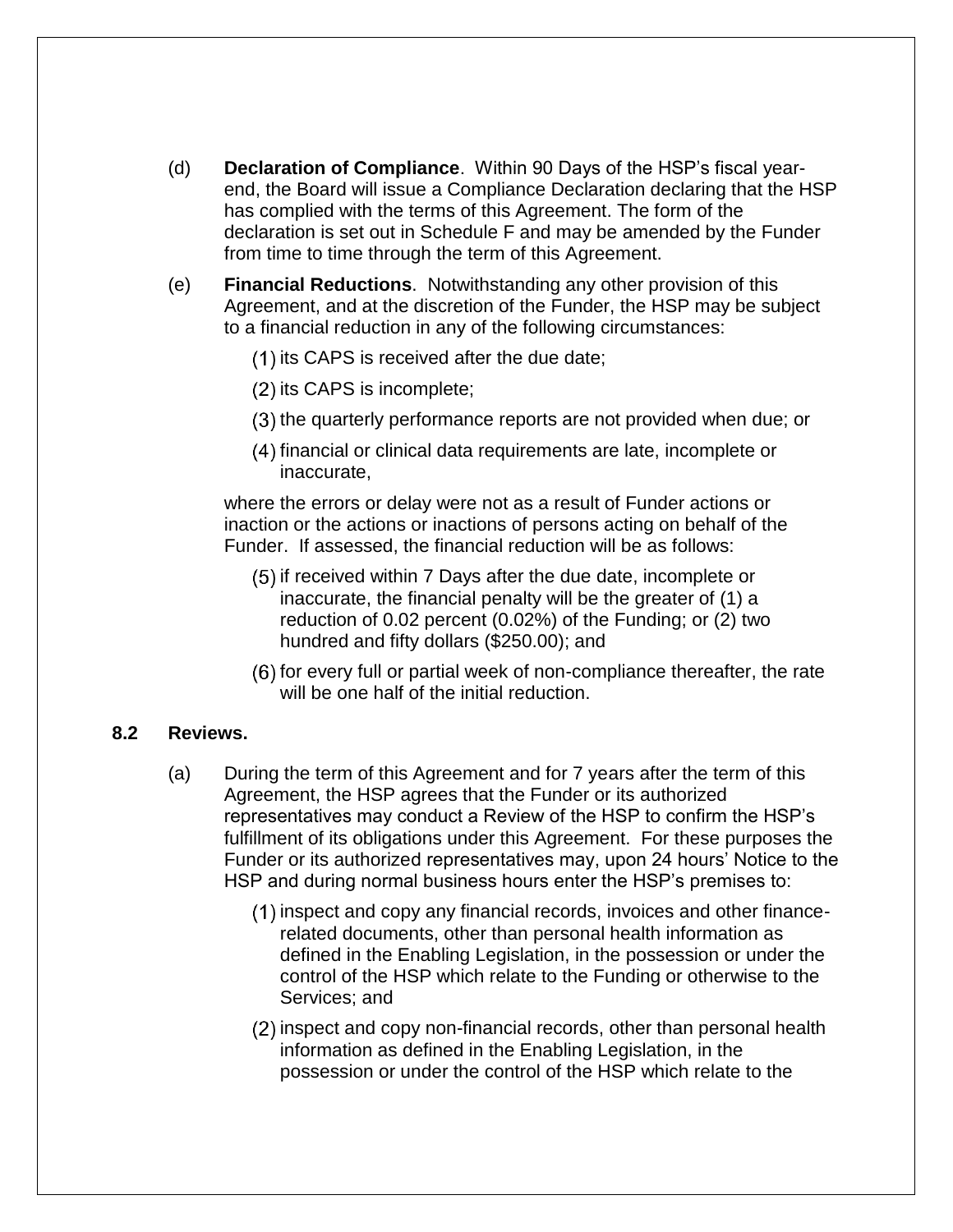(d) **Declaration of Compliance**. Within 90 Days of the HSP's fiscal year-end, the Board will issue a Compliance Declaration declaring that the HSP has complied with the terms of this Agreement. The form of the declaration is set out in Schedule F and may be amended by the Funder from time to time through the term of this Agreement.

(e) **Financial Reductions**. Notwithstanding any other provision of this Agreement, and at the discretion of the Funder, the HSP may be subject to a financial reduction in any of the following circumstances:

(1) its CAPS is received after the due date;

(2) its CAPS is incomplete;

(3) the quarterly performance reports are not provided when due; or

(4) financial or clinical data requirements are late, incomplete or inaccurate,

where the errors or delay were not as a result of Funder actions or inaction or the actions or inactions of persons acting on behalf of the Funder. If assessed, the financial reduction will be as follows:

(5) if received within 7 Days after the due date, incomplete or inaccurate, the financial penalty will be the greater of (1) a reduction of 0.02 percent (0.02%) of the Funding; or (2) two hundred and fifty dollars ($250.00); and

(6) for every full or partial week of non-compliance thereafter, the rate will be one half of the initial reduction.

### 8.2 Reviews.

(a) During the term of this Agreement and for 7 years after the term of this Agreement, the HSP agrees that the Funder or its authorized representatives may conduct a Review of the HSP to confirm the HSP's fulfillment of its obligations under this Agreement. For these purposes the Funder or its authorized representatives may, upon 24 hours' Notice to the HSP and during normal business hours enter the HSP's premises to:

(1) inspect and copy any financial records, invoices and other finance-related documents, other than personal health information as defined in the Enabling Legislation, in the possession or under the control of the HSP which relate to the Funding or otherwise to the Services; and

(2) inspect and copy non-financial records, other than personal health information as defined in the Enabling Legislation, in the possession or under the control of the HSP which relate to the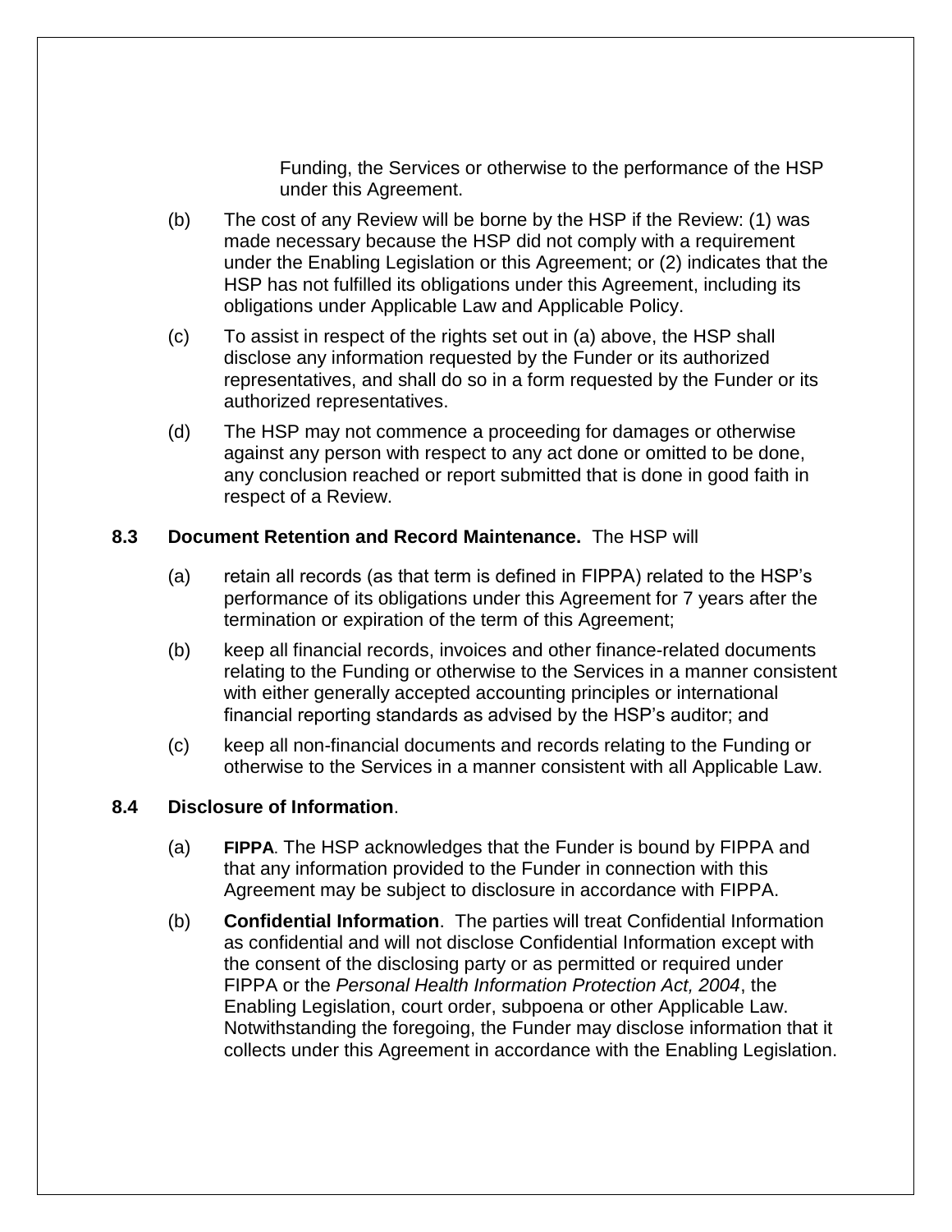Funding, the Services or otherwise to the performance of the HSP under this Agreement.

(b) The cost of any Review will be borne by the HSP if the Review: (1) was made necessary because the HSP did not comply with a requirement under the Enabling Legislation or this Agreement; or (2) indicates that the HSP has not fulfilled its obligations under this Agreement, including its obligations under Applicable Law and Applicable Policy.

(c) To assist in respect of the rights set out in (a) above, the HSP shall disclose any information requested by the Funder or its authorized representatives, and shall do so in a form requested by the Funder or its authorized representatives.

(d) The HSP may not commence a proceeding for damages or otherwise against any person with respect to any act done or omitted to be done, any conclusion reached or report submitted that is done in good faith in respect of a Review.

**8.3 Document Retention and Record Maintenance.** The HSP will

(a) retain all records (as that term is defined in FIPPA) related to the HSP's performance of its obligations under this Agreement for 7 years after the termination or expiration of the term of this Agreement;

(b) keep all financial records, invoices and other finance-related documents relating to the Funding or otherwise to the Services in a manner consistent with either generally accepted accounting principles or international financial reporting standards as advised by the HSP's auditor; and

(c) keep all non-financial documents and records relating to the Funding or otherwise to the Services in a manner consistent with all Applicable Law.

**8.4 Disclosure of Information**.

(a) **FIPPA**. The HSP acknowledges that the Funder is bound by FIPPA and that any information provided to the Funder in connection with this Agreement may be subject to disclosure in accordance with FIPPA.

(b) **Confidential Information**. The parties will treat Confidential Information as confidential and will not disclose Confidential Information except with the consent of the disclosing party or as permitted or required under FIPPA or the *Personal Health Information Protection Act, 2004*, the Enabling Legislation, court order, subpoena or other Applicable Law. Notwithstanding the foregoing, the Funder may disclose information that it collects under this Agreement in accordance with the Enabling Legislation.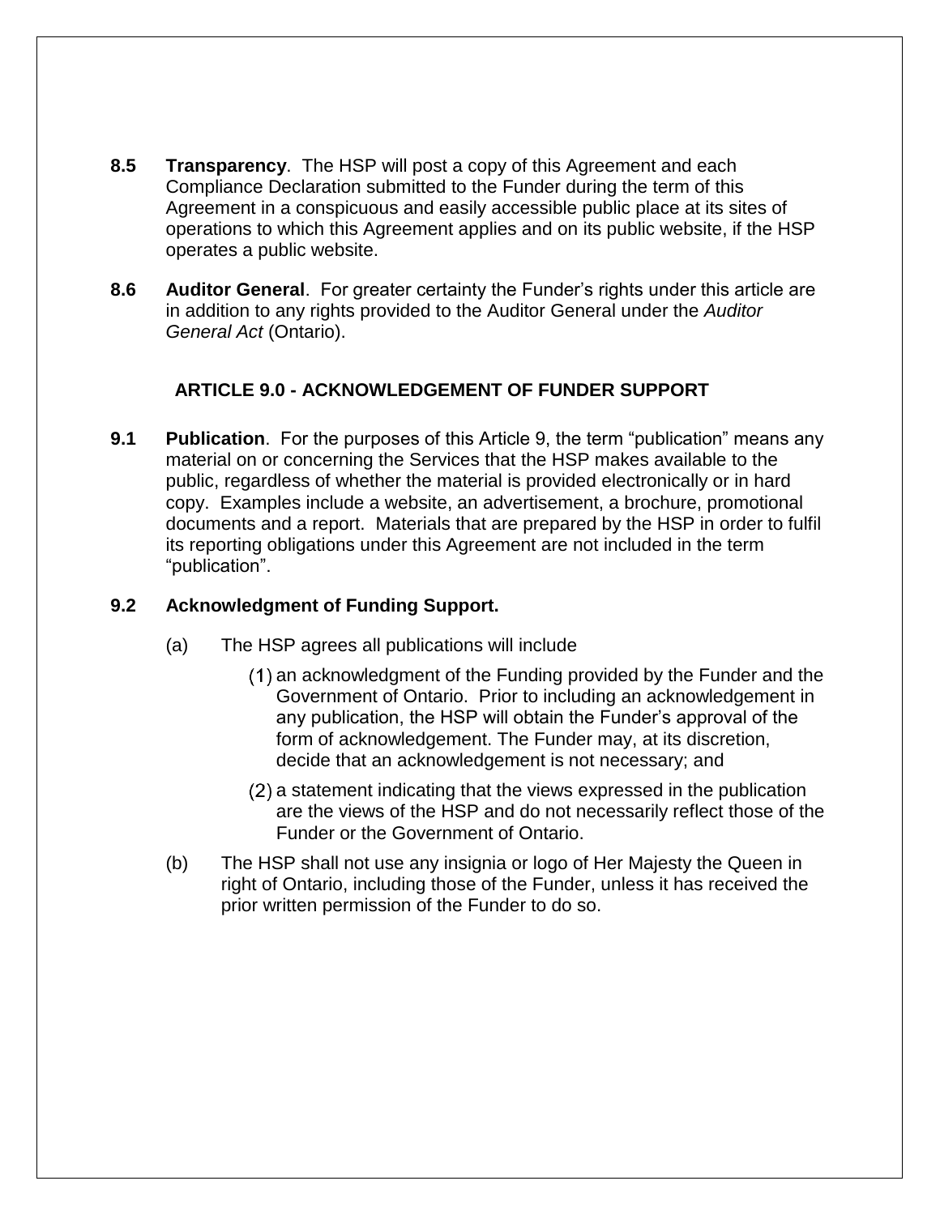**8.5 Transparency**. The HSP will post a copy of this Agreement and each Compliance Declaration submitted to the Funder during the term of this Agreement in a conspicuous and easily accessible public place at its sites of operations to which this Agreement applies and on its public website, if the HSP operates a public website.

**8.6 Auditor General**. For greater certainty the Funder's rights under this article are in addition to any rights provided to the Auditor General under the *Auditor General Act* (Ontario).

## ARTICLE 9.0 - ACKNOWLEDGEMENT OF FUNDER SUPPORT

**9.1 Publication**. For the purposes of this Article 9, the term "publication" means any material on or concerning the Services that the HSP makes available to the public, regardless of whether the material is provided electronically or in hard copy. Examples include a website, an advertisement, a brochure, promotional documents and a report. Materials that are prepared by the HSP in order to fulfil its reporting obligations under this Agreement are not included in the term "publication".

**9.2 Acknowledgment of Funding Support.**

(a) The HSP agrees all publications will include

(1) an acknowledgment of the Funding provided by the Funder and the Government of Ontario. Prior to including an acknowledgement in any publication, the HSP will obtain the Funder's approval of the form of acknowledgement. The Funder may, at its discretion, decide that an acknowledgement is not necessary; and

(2) a statement indicating that the views expressed in the publication are the views of the HSP and do not necessarily reflect those of the Funder or the Government of Ontario.

(b) The HSP shall not use any insignia or logo of Her Majesty the Queen in right of Ontario, including those of the Funder, unless it has received the prior written permission of the Funder to do so.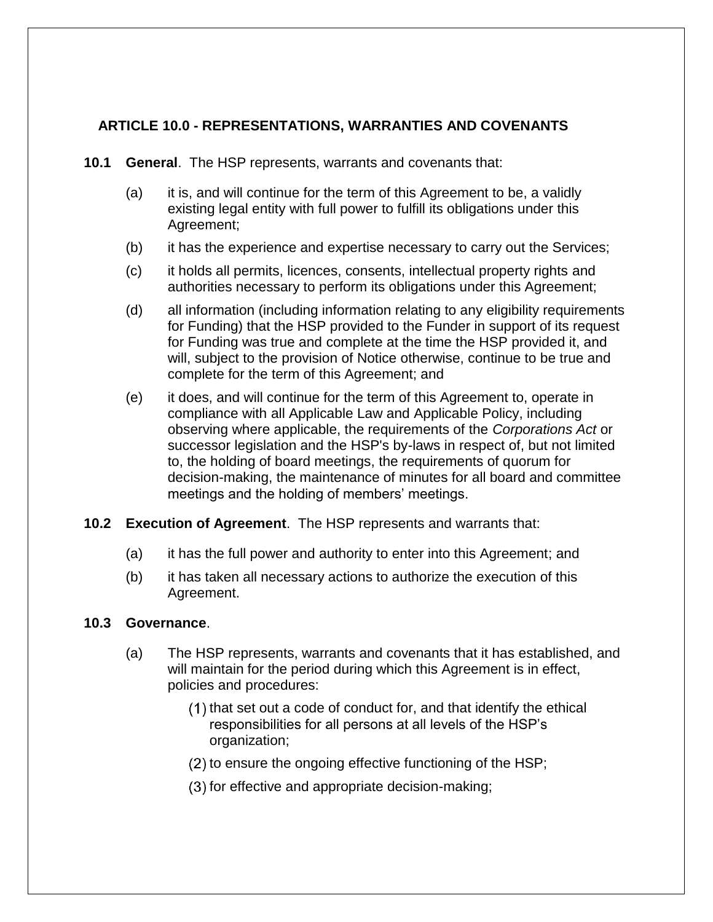## ARTICLE 10.0 - REPRESENTATIONS, WARRANTIES AND COVENANTS

**10.1 General**. The HSP represents, warrants and covenants that:

(a) it is, and will continue for the term of this Agreement to be, a validly existing legal entity with full power to fulfill its obligations under this Agreement;

(b) it has the experience and expertise necessary to carry out the Services;

(c) it holds all permits, licences, consents, intellectual property rights and authorities necessary to perform its obligations under this Agreement;

(d) all information (including information relating to any eligibility requirements for Funding) that the HSP provided to the Funder in support of its request for Funding was true and complete at the time the HSP provided it, and will, subject to the provision of Notice otherwise, continue to be true and complete for the term of this Agreement; and

(e) it does, and will continue for the term of this Agreement to, operate in compliance with all Applicable Law and Applicable Policy, including observing where applicable, the requirements of the *Corporations Act* or successor legislation and the HSP's by-laws in respect of, but not limited to, the holding of board meetings, the requirements of quorum for decision-making, the maintenance of minutes for all board and committee meetings and the holding of members' meetings.

**10.2 Execution of Agreement**. The HSP represents and warrants that:

(a) it has the full power and authority to enter into this Agreement; and

(b) it has taken all necessary actions to authorize the execution of this Agreement.

**10.3 Governance**.

(a) The HSP represents, warrants and covenants that it has established, and will maintain for the period during which this Agreement is in effect, policies and procedures:

(1) that set out a code of conduct for, and that identify the ethical responsibilities for all persons at all levels of the HSP's organization;

(2) to ensure the ongoing effective functioning of the HSP;

(3) for effective and appropriate decision-making;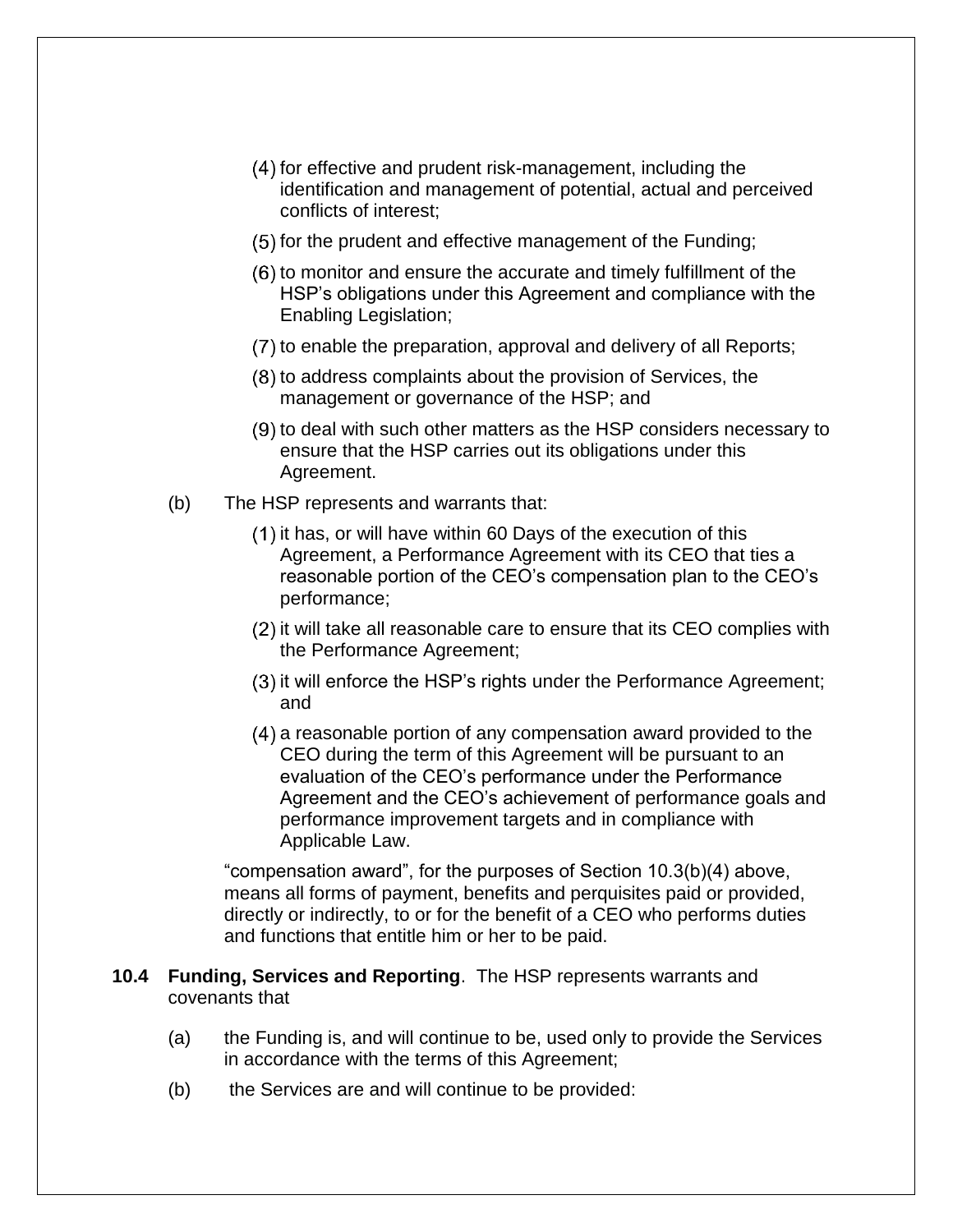(4) for effective and prudent risk-management, including the identification and management of potential, actual and perceived conflicts of interest;

(5) for the prudent and effective management of the Funding;

(6) to monitor and ensure the accurate and timely fulfillment of the HSP's obligations under this Agreement and compliance with the Enabling Legislation;

(7) to enable the preparation, approval and delivery of all Reports;

(8) to address complaints about the provision of Services, the management or governance of the HSP; and

(9) to deal with such other matters as the HSP considers necessary to ensure that the HSP carries out its obligations under this Agreement.

(b) The HSP represents and warrants that:

(1) it has, or will have within 60 Days of the execution of this Agreement, a Performance Agreement with its CEO that ties a reasonable portion of the CEO's compensation plan to the CEO's performance;

(2) it will take all reasonable care to ensure that its CEO complies with the Performance Agreement;

(3) it will enforce the HSP's rights under the Performance Agreement; and

(4) a reasonable portion of any compensation award provided to the CEO during the term of this Agreement will be pursuant to an evaluation of the CEO's performance under the Performance Agreement and the CEO's achievement of performance goals and performance improvement targets and in compliance with Applicable Law.

"compensation award", for the purposes of Section 10.3(b)(4) above, means all forms of payment, benefits and perquisites paid or provided, directly or indirectly, to or for the benefit of a CEO who performs duties and functions that entitle him or her to be paid.

**10.4 Funding, Services and Reporting**. The HSP represents warrants and covenants that

(a) the Funding is, and will continue to be, used only to provide the Services in accordance with the terms of this Agreement;

(b) the Services are and will continue to be provided: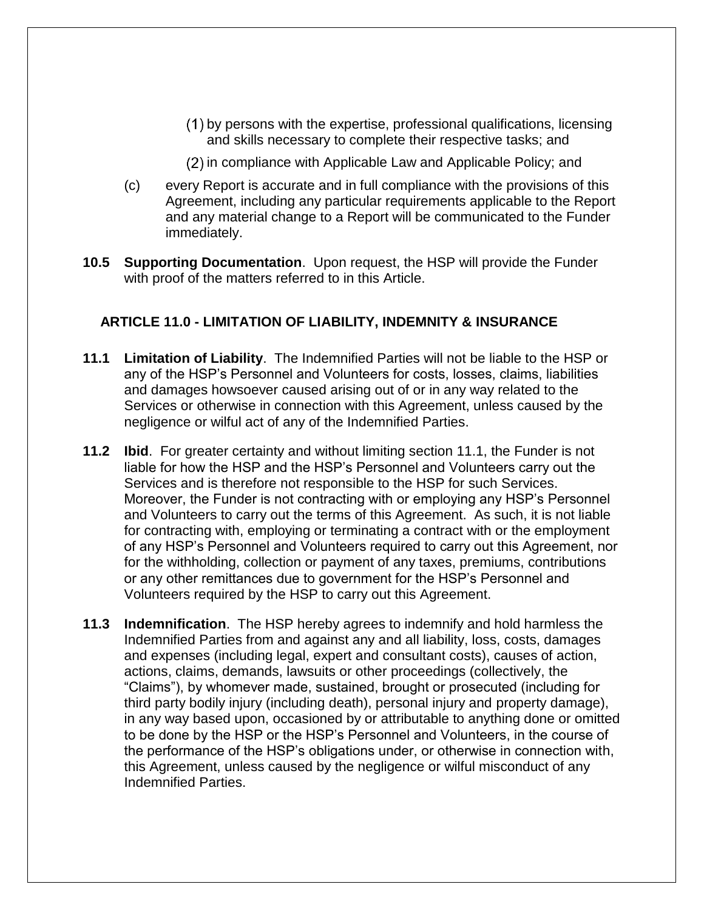(1) by persons with the expertise, professional qualifications, licensing and skills necessary to complete their respective tasks; and

(2) in compliance with Applicable Law and Applicable Policy; and

(c) every Report is accurate and in full compliance with the provisions of this Agreement, including any particular requirements applicable to the Report and any material change to a Report will be communicated to the Funder immediately.

**10.5 Supporting Documentation**. Upon request, the HSP will provide the Funder with proof of the matters referred to in this Article.

## ARTICLE 11.0 - LIMITATION OF LIABILITY, INDEMNITY & INSURANCE

**11.1 Limitation of Liability**. The Indemnified Parties will not be liable to the HSP or any of the HSP's Personnel and Volunteers for costs, losses, claims, liabilities and damages howsoever caused arising out of or in any way related to the Services or otherwise in connection with this Agreement, unless caused by the negligence or wilful act of any of the Indemnified Parties.

**11.2 Ibid**. For greater certainty and without limiting section 11.1, the Funder is not liable for how the HSP and the HSP's Personnel and Volunteers carry out the Services and is therefore not responsible to the HSP for such Services. Moreover, the Funder is not contracting with or employing any HSP's Personnel and Volunteers to carry out the terms of this Agreement. As such, it is not liable for contracting with, employing or terminating a contract with or the employment of any HSP's Personnel and Volunteers required to carry out this Agreement, nor for the withholding, collection or payment of any taxes, premiums, contributions or any other remittances due to government for the HSP's Personnel and Volunteers required by the HSP to carry out this Agreement.

**11.3 Indemnification**. The HSP hereby agrees to indemnify and hold harmless the Indemnified Parties from and against any and all liability, loss, costs, damages and expenses (including legal, expert and consultant costs), causes of action, actions, claims, demands, lawsuits or other proceedings (collectively, the "Claims"), by whomever made, sustained, brought or prosecuted (including for third party bodily injury (including death), personal injury and property damage), in any way based upon, occasioned by or attributable to anything done or omitted to be done by the HSP or the HSP's Personnel and Volunteers, in the course of the performance of the HSP's obligations under, or otherwise in connection with, this Agreement, unless caused by the negligence or wilful misconduct of any Indemnified Parties.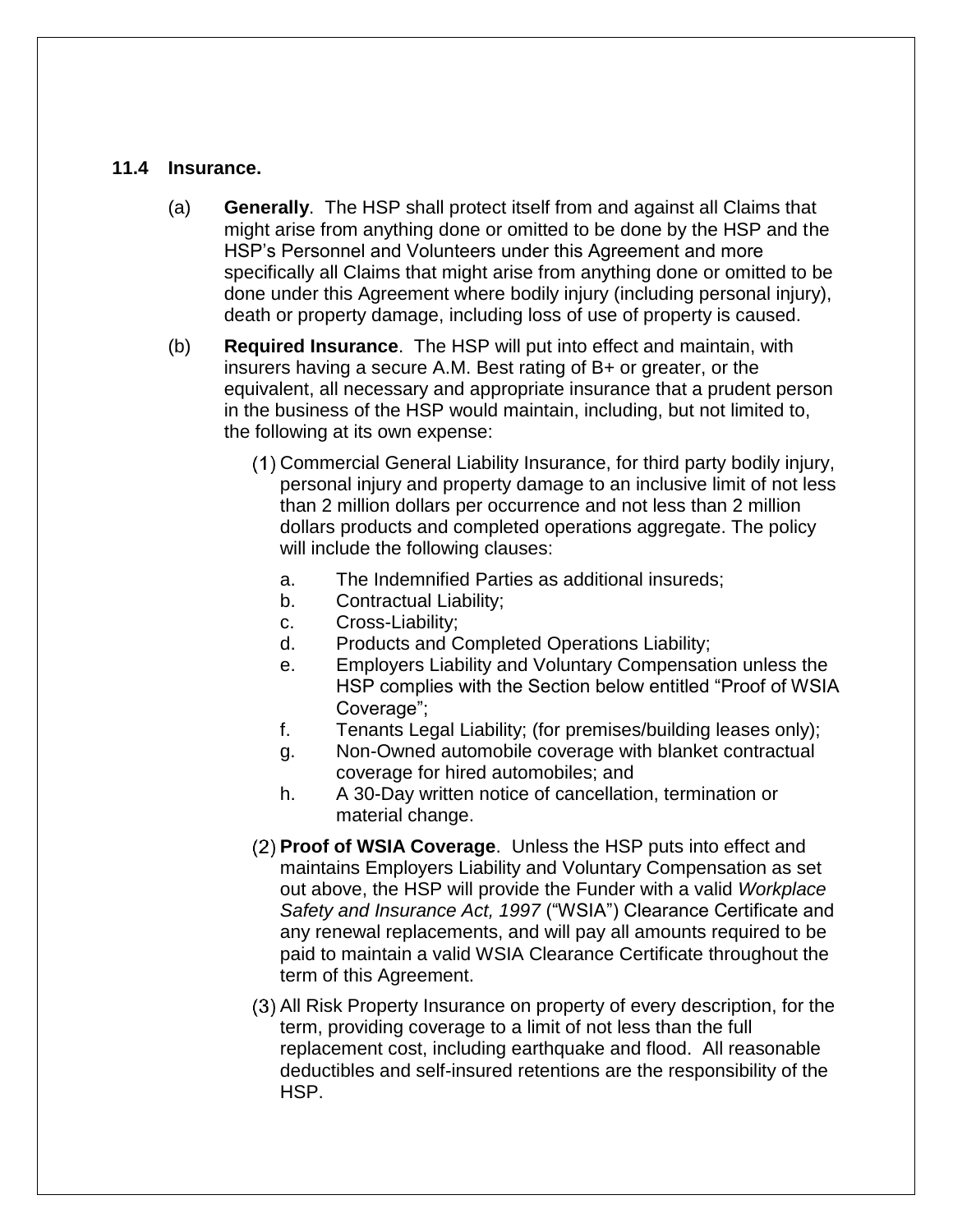### 11.4 Insurance.

(a) **Generally**. The HSP shall protect itself from and against all Claims that might arise from anything done or omitted to be done by the HSP and the HSP's Personnel and Volunteers under this Agreement and more specifically all Claims that might arise from anything done or omitted to be done under this Agreement where bodily injury (including personal injury), death or property damage, including loss of use of property is caused.

(b) **Required Insurance**. The HSP will put into effect and maintain, with insurers having a secure A.M. Best rating of B+ or greater, or the equivalent, all necessary and appropriate insurance that a prudent person in the business of the HSP would maintain, including, but not limited to, the following at its own expense:

(1) Commercial General Liability Insurance, for third party bodily injury, personal injury and property damage to an inclusive limit of not less than 2 million dollars per occurrence and not less than 2 million dollars products and completed operations aggregate. The policy will include the following clauses:

a. The Indemnified Parties as additional insureds;
b. Contractual Liability;
c. Cross-Liability;
d. Products and Completed Operations Liability;
e. Employers Liability and Voluntary Compensation unless the HSP complies with the Section below entitled "Proof of WSIA Coverage";
f. Tenants Legal Liability; (for premises/building leases only);
g. Non-Owned automobile coverage with blanket contractual coverage for hired automobiles; and
h. A 30-Day written notice of cancellation, termination or material change.

(2) **Proof of WSIA Coverage**. Unless the HSP puts into effect and maintains Employers Liability and Voluntary Compensation as set out above, the HSP will provide the Funder with a valid *Workplace Safety and Insurance Act, 1997* ("WSIA") Clearance Certificate and any renewal replacements, and will pay all amounts required to be paid to maintain a valid WSIA Clearance Certificate throughout the term of this Agreement.

(3) All Risk Property Insurance on property of every description, for the term, providing coverage to a limit of not less than the full replacement cost, including earthquake and flood. All reasonable deductibles and self-insured retentions are the responsibility of the HSP.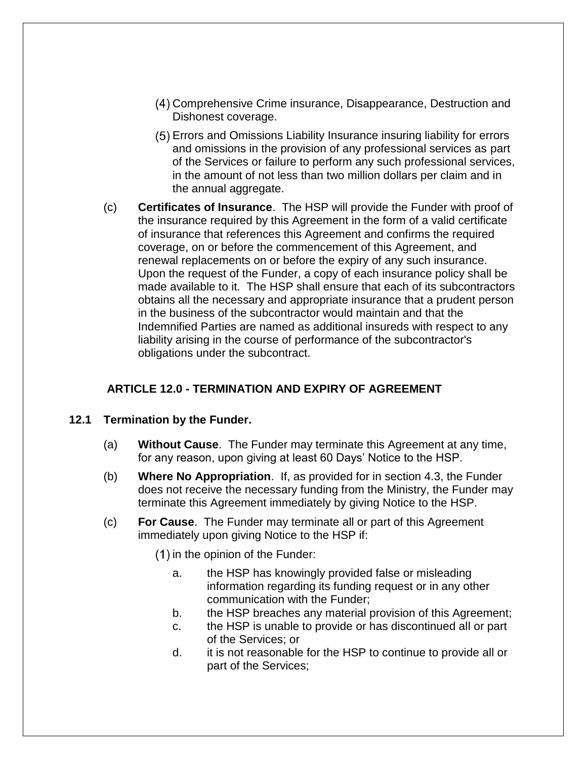(4) Comprehensive Crime insurance, Disappearance, Destruction and Dishonest coverage.

(5) Errors and Omissions Liability Insurance insuring liability for errors and omissions in the provision of any professional services as part of the Services or failure to perform any such professional services, in the amount of not less than two million dollars per claim and in the annual aggregate.

(c) **Certificates of Insurance**. The HSP will provide the Funder with proof of the insurance required by this Agreement in the form of a valid certificate of insurance that references this Agreement and confirms the required coverage, on or before the commencement of this Agreement, and renewal replacements on or before the expiry of any such insurance. Upon the request of the Funder, a copy of each insurance policy shall be made available to it. The HSP shall ensure that each of its subcontractors obtains all the necessary and appropriate insurance that a prudent person in the business of the subcontractor would maintain and that the Indemnified Parties are named as additional insureds with respect to any liability arising in the course of performance of the subcontractor's obligations under the subcontract.

## ARTICLE 12.0 - TERMINATION AND EXPIRY OF AGREEMENT

### 12.1 Termination by the Funder.

(a) **Without Cause**. The Funder may terminate this Agreement at any time, for any reason, upon giving at least 60 Days' Notice to the HSP.

(b) **Where No Appropriation**. If, as provided for in section 4.3, the Funder does not receive the necessary funding from the Ministry, the Funder may terminate this Agreement immediately by giving Notice to the HSP.

(c) **For Cause**. The Funder may terminate all or part of this Agreement immediately upon giving Notice to the HSP if:

(1) in the opinion of the Funder:

a. the HSP has knowingly provided false or misleading information regarding its funding request or in any other communication with the Funder;

b. the HSP breaches any material provision of this Agreement;

c. the HSP is unable to provide or has discontinued all or part of the Services; or

d. it is not reasonable for the HSP to continue to provide all or part of the Services;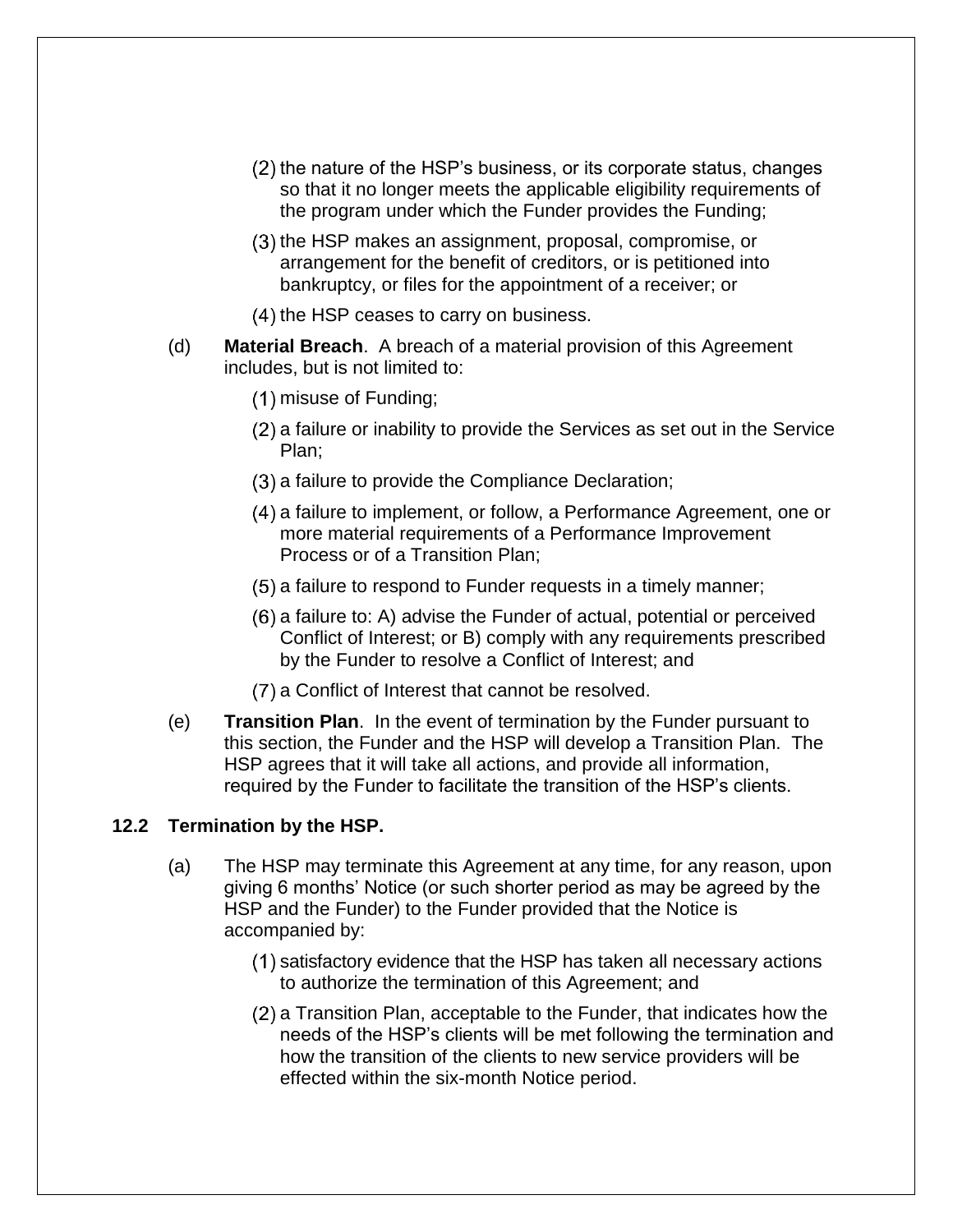(2) the nature of the HSP's business, or its corporate status, changes so that it no longer meets the applicable eligibility requirements of the program under which the Funder provides the Funding;

(3) the HSP makes an assignment, proposal, compromise, or arrangement for the benefit of creditors, or is petitioned into bankruptcy, or files for the appointment of a receiver; or

(4) the HSP ceases to carry on business.

(d) **Material Breach**. A breach of a material provision of this Agreement includes, but is not limited to:

(1) misuse of Funding;

(2) a failure or inability to provide the Services as set out in the Service Plan;

(3) a failure to provide the Compliance Declaration;

(4) a failure to implement, or follow, a Performance Agreement, one or more material requirements of a Performance Improvement Process or of a Transition Plan;

(5) a failure to respond to Funder requests in a timely manner;

(6) a failure to: A) advise the Funder of actual, potential or perceived Conflict of Interest; or B) comply with any requirements prescribed by the Funder to resolve a Conflict of Interest; and

(7) a Conflict of Interest that cannot be resolved.

(e) **Transition Plan**. In the event of termination by the Funder pursuant to this section, the Funder and the HSP will develop a Transition Plan. The HSP agrees that it will take all actions, and provide all information, required by the Funder to facilitate the transition of the HSP's clients.

**12.2 Termination by the HSP.**

(a) The HSP may terminate this Agreement at any time, for any reason, upon giving 6 months' Notice (or such shorter period as may be agreed by the HSP and the Funder) to the Funder provided that the Notice is accompanied by:

(1) satisfactory evidence that the HSP has taken all necessary actions to authorize the termination of this Agreement; and

(2) a Transition Plan, acceptable to the Funder, that indicates how the needs of the HSP's clients will be met following the termination and how the transition of the clients to new service providers will be effected within the six-month Notice period.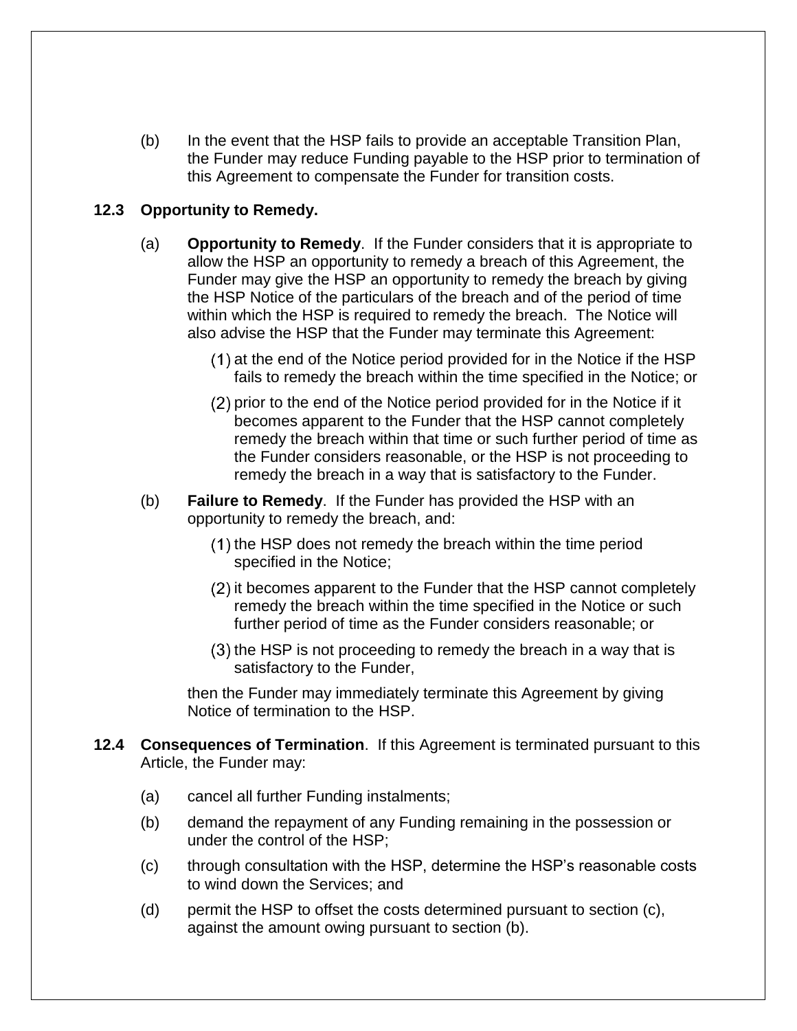(b) In the event that the HSP fails to provide an acceptable Transition Plan, the Funder may reduce Funding payable to the HSP prior to termination of this Agreement to compensate the Funder for transition costs.

**12.3 Opportunity to Remedy.**

(a) **Opportunity to Remedy**. If the Funder considers that it is appropriate to allow the HSP an opportunity to remedy a breach of this Agreement, the Funder may give the HSP an opportunity to remedy the breach by giving the HSP Notice of the particulars of the breach and of the period of time within which the HSP is required to remedy the breach. The Notice will also advise the HSP that the Funder may terminate this Agreement:

(1) at the end of the Notice period provided for in the Notice if the HSP fails to remedy the breach within the time specified in the Notice; or

(2) prior to the end of the Notice period provided for in the Notice if it becomes apparent to the Funder that the HSP cannot completely remedy the breach within that time or such further period of time as the Funder considers reasonable, or the HSP is not proceeding to remedy the breach in a way that is satisfactory to the Funder.

(b) **Failure to Remedy**. If the Funder has provided the HSP with an opportunity to remedy the breach, and:

(1) the HSP does not remedy the breach within the time period specified in the Notice;

(2) it becomes apparent to the Funder that the HSP cannot completely remedy the breach within the time specified in the Notice or such further period of time as the Funder considers reasonable; or

(3) the HSP is not proceeding to remedy the breach in a way that is satisfactory to the Funder,

then the Funder may immediately terminate this Agreement by giving Notice of termination to the HSP.

**12.4 Consequences of Termination**. If this Agreement is terminated pursuant to this Article, the Funder may:

(a) cancel all further Funding instalments;

(b) demand the repayment of any Funding remaining in the possession or under the control of the HSP;

(c) through consultation with the HSP, determine the HSP's reasonable costs to wind down the Services; and

(d) permit the HSP to offset the costs determined pursuant to section (c), against the amount owing pursuant to section (b).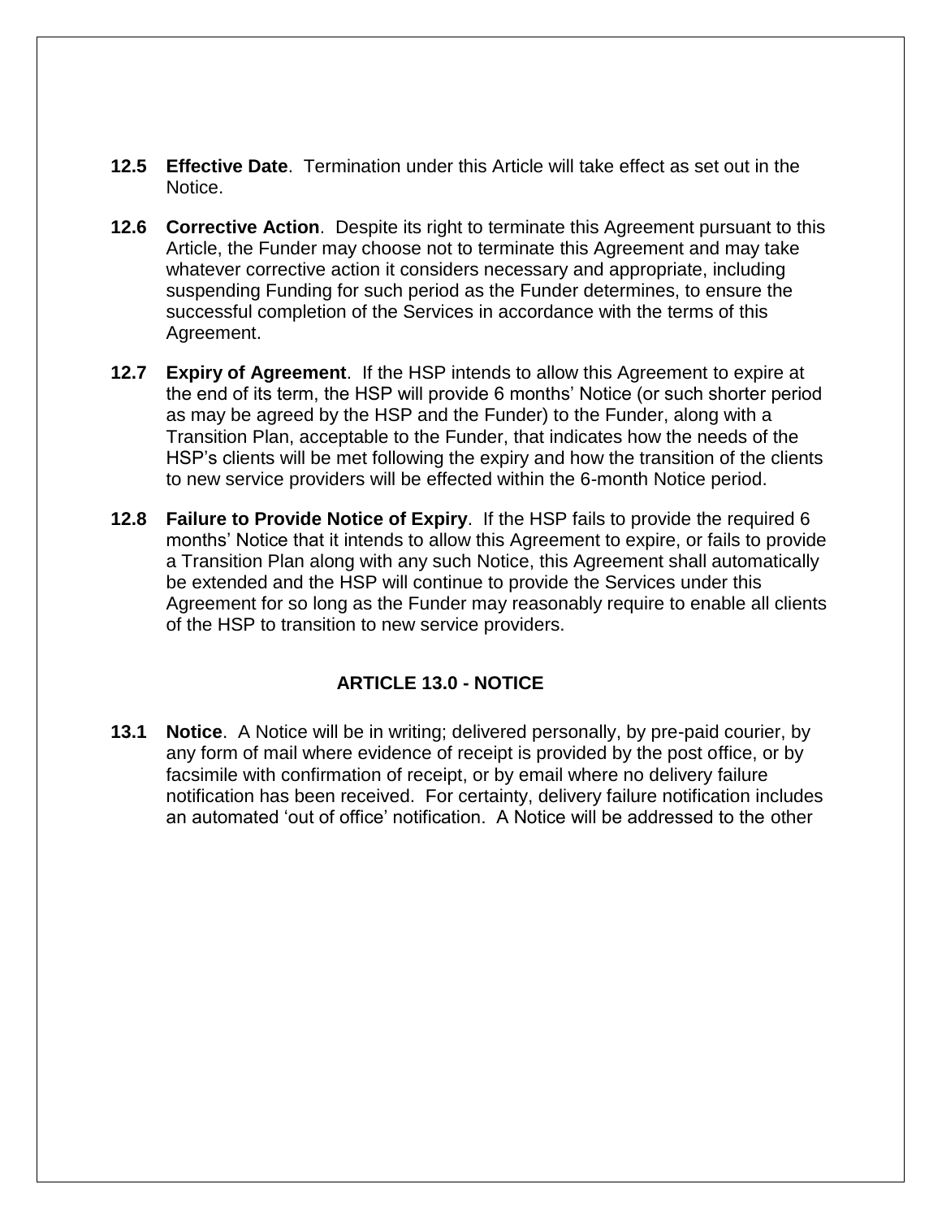**12.5 Effective Date**. Termination under this Article will take effect as set out in the Notice.

**12.6 Corrective Action**. Despite its right to terminate this Agreement pursuant to this Article, the Funder may choose not to terminate this Agreement and may take whatever corrective action it considers necessary and appropriate, including suspending Funding for such period as the Funder determines, to ensure the successful completion of the Services in accordance with the terms of this Agreement.

**12.7 Expiry of Agreement**. If the HSP intends to allow this Agreement to expire at the end of its term, the HSP will provide 6 months' Notice (or such shorter period as may be agreed by the HSP and the Funder) to the Funder, along with a Transition Plan, acceptable to the Funder, that indicates how the needs of the HSP's clients will be met following the expiry and how the transition of the clients to new service providers will be effected within the 6-month Notice period.

**12.8 Failure to Provide Notice of Expiry**. If the HSP fails to provide the required 6 months' Notice that it intends to allow this Agreement to expire, or fails to provide a Transition Plan along with any such Notice, this Agreement shall automatically be extended and the HSP will continue to provide the Services under this Agreement for so long as the Funder may reasonably require to enable all clients of the HSP to transition to new service providers.

## ARTICLE 13.0 - NOTICE

**13.1 Notice**. A Notice will be in writing; delivered personally, by pre-paid courier, by any form of mail where evidence of receipt is provided by the post office, or by facsimile with confirmation of receipt, or by email where no delivery failure notification has been received. For certainty, delivery failure notification includes an automated 'out of office' notification. A Notice will be addressed to the other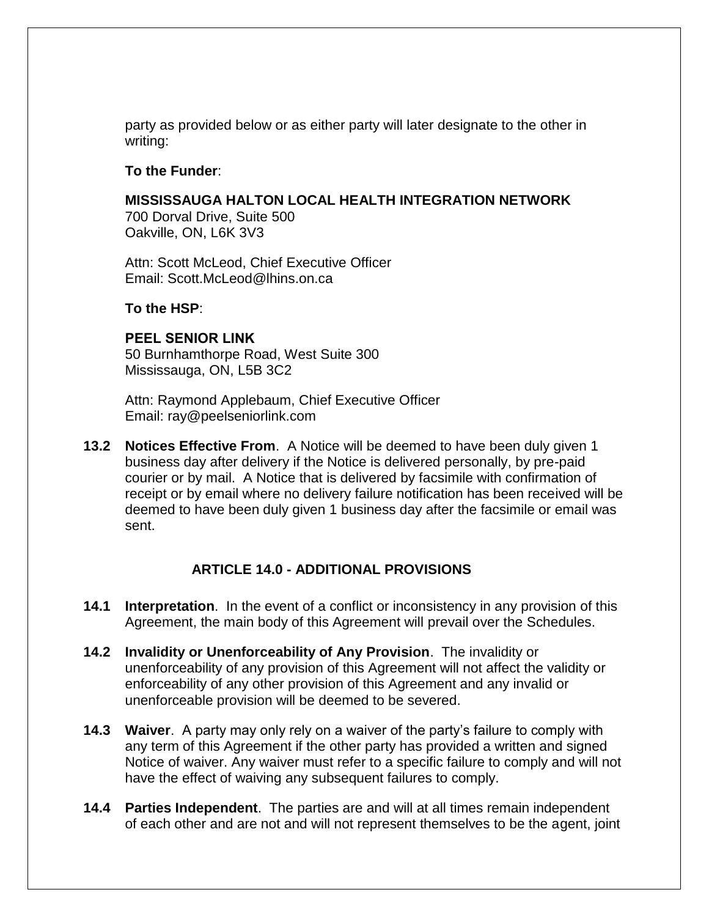party as provided below or as either party will later designate to the other in writing:

**To the Funder**:

**MISSISSAUGA HALTON LOCAL HEALTH INTEGRATION NETWORK**
700 Dorval Drive, Suite 500
Oakville, ON, L6K 3V3

Attn: Scott McLeod, Chief Executive Officer
Email: Scott.McLeod@lhins.on.ca

**To the HSP**:

**PEEL SENIOR LINK**
50 Burnhamthorpe Road, West Suite 300
Mississauga, ON, L5B 3C2

Attn: Raymond Applebaum, Chief Executive Officer
Email: ray@peelseniorlink.com

**13.2 Notices Effective From**. A Notice will be deemed to have been duly given 1 business day after delivery if the Notice is delivered personally, by pre-paid courier or by mail. A Notice that is delivered by facsimile with confirmation of receipt or by email where no delivery failure notification has been received will be deemed to have been duly given 1 business day after the facsimile or email was sent.

## ARTICLE 14.0 - ADDITIONAL PROVISIONS

**14.1 Interpretation**. In the event of a conflict or inconsistency in any provision of this Agreement, the main body of this Agreement will prevail over the Schedules.

**14.2 Invalidity or Unenforceability of Any Provision**. The invalidity or unenforceability of any provision of this Agreement will not affect the validity or enforceability of any other provision of this Agreement and any invalid or unenforceable provision will be deemed to be severed.

**14.3 Waiver**. A party may only rely on a waiver of the party's failure to comply with any term of this Agreement if the other party has provided a written and signed Notice of waiver. Any waiver must refer to a specific failure to comply and will not have the effect of waiving any subsequent failures to comply.

**14.4 Parties Independent**. The parties are and will at all times remain independent of each other and are not and will not represent themselves to be the agent, joint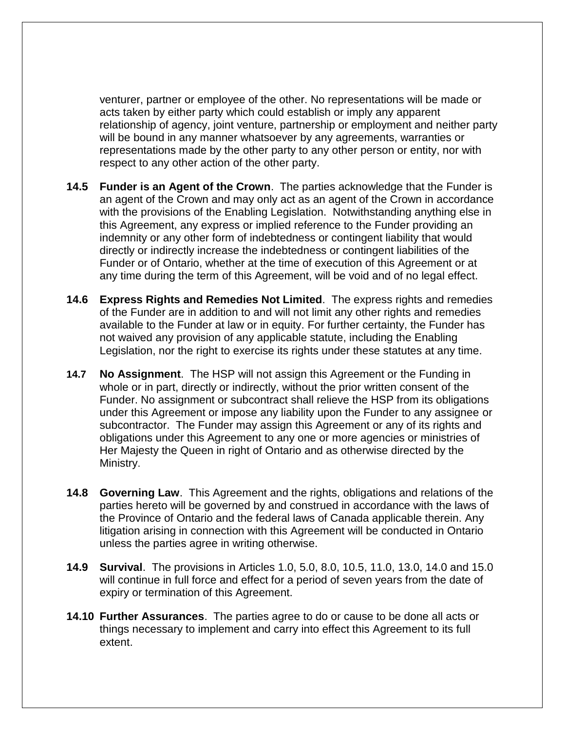venturer, partner or employee of the other. No representations will be made or acts taken by either party which could establish or imply any apparent relationship of agency, joint venture, partnership or employment and neither party will be bound in any manner whatsoever by any agreements, warranties or representations made by the other party to any other person or entity, nor with respect to any other action of the other party.

**14.5 Funder is an Agent of the Crown**. The parties acknowledge that the Funder is an agent of the Crown and may only act as an agent of the Crown in accordance with the provisions of the Enabling Legislation. Notwithstanding anything else in this Agreement, any express or implied reference to the Funder providing an indemnity or any other form of indebtedness or contingent liability that would directly or indirectly increase the indebtedness or contingent liabilities of the Funder or of Ontario, whether at the time of execution of this Agreement or at any time during the term of this Agreement, will be void and of no legal effect.

**14.6 Express Rights and Remedies Not Limited**. The express rights and remedies of the Funder are in addition to and will not limit any other rights and remedies available to the Funder at law or in equity. For further certainty, the Funder has not waived any provision of any applicable statute, including the Enabling Legislation, nor the right to exercise its rights under these statutes at any time.

**14.7 No Assignment**. The HSP will not assign this Agreement or the Funding in whole or in part, directly or indirectly, without the prior written consent of the Funder. No assignment or subcontract shall relieve the HSP from its obligations under this Agreement or impose any liability upon the Funder to any assignee or subcontractor. The Funder may assign this Agreement or any of its rights and obligations under this Agreement to any one or more agencies or ministries of Her Majesty the Queen in right of Ontario and as otherwise directed by the Ministry.

**14.8 Governing Law**. This Agreement and the rights, obligations and relations of the parties hereto will be governed by and construed in accordance with the laws of the Province of Ontario and the federal laws of Canada applicable therein. Any litigation arising in connection with this Agreement will be conducted in Ontario unless the parties agree in writing otherwise.

**14.9 Survival**. The provisions in Articles 1.0, 5.0, 8.0, 10.5, 11.0, 13.0, 14.0 and 15.0 will continue in full force and effect for a period of seven years from the date of expiry or termination of this Agreement.

**14.10 Further Assurances**. The parties agree to do or cause to be done all acts or things necessary to implement and carry into effect this Agreement to its full extent.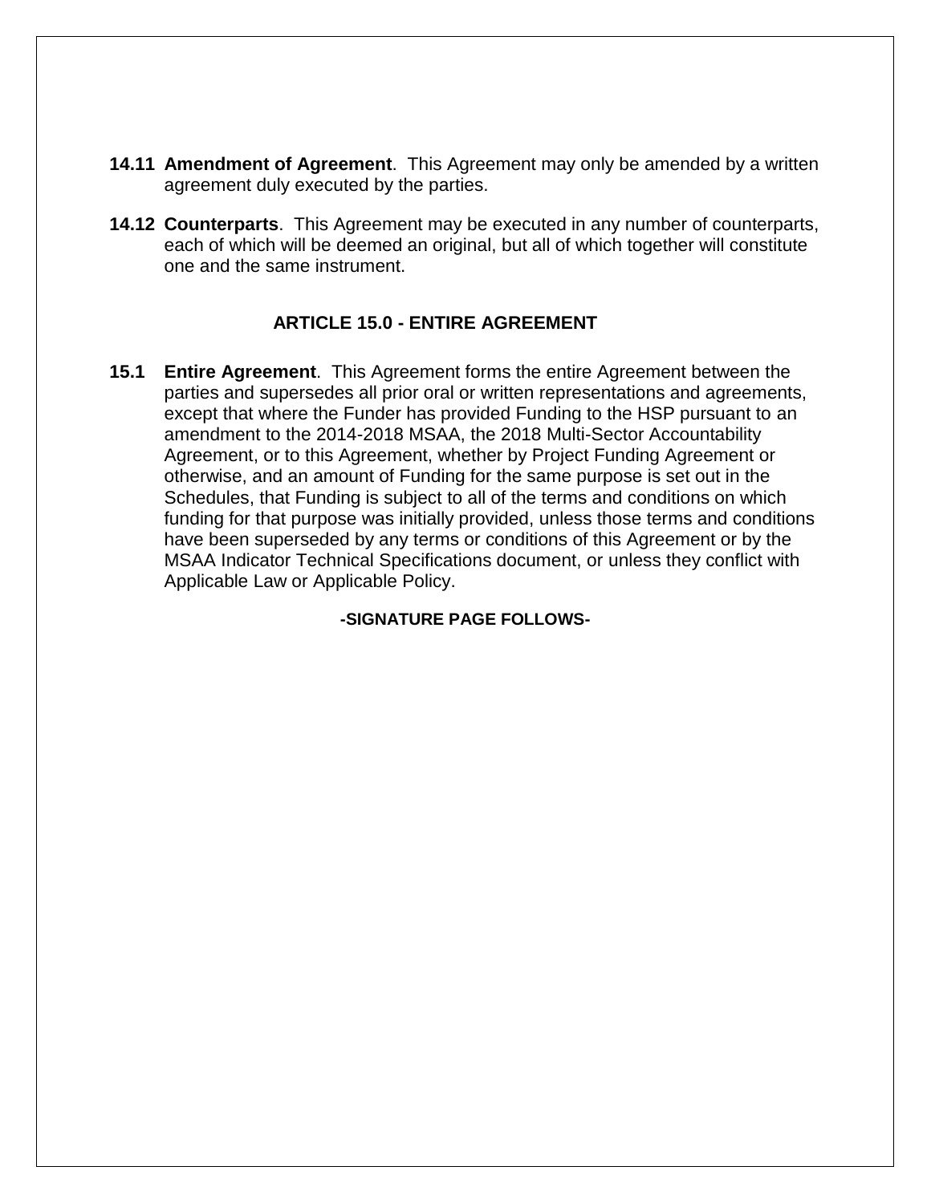**14.11 Amendment of Agreement**. This Agreement may only be amended by a written agreement duly executed by the parties.

**14.12 Counterparts**. This Agreement may be executed in any number of counterparts, each of which will be deemed an original, but all of which together will constitute one and the same instrument.

## ARTICLE 15.0 - ENTIRE AGREEMENT

**15.1 Entire Agreement**. This Agreement forms the entire Agreement between the parties and supersedes all prior oral or written representations and agreements, except that where the Funder has provided Funding to the HSP pursuant to an amendment to the 2014-2018 MSAA, the 2018 Multi-Sector Accountability Agreement, or to this Agreement, whether by Project Funding Agreement or otherwise, and an amount of Funding for the same purpose is set out in the Schedules, that Funding is subject to all of the terms and conditions on which funding for that purpose was initially provided, unless those terms and conditions have been superseded by any terms or conditions of this Agreement or by the MSAA Indicator Technical Specifications document, or unless they conflict with Applicable Law or Applicable Policy.

**-SIGNATURE PAGE FOLLOWS-**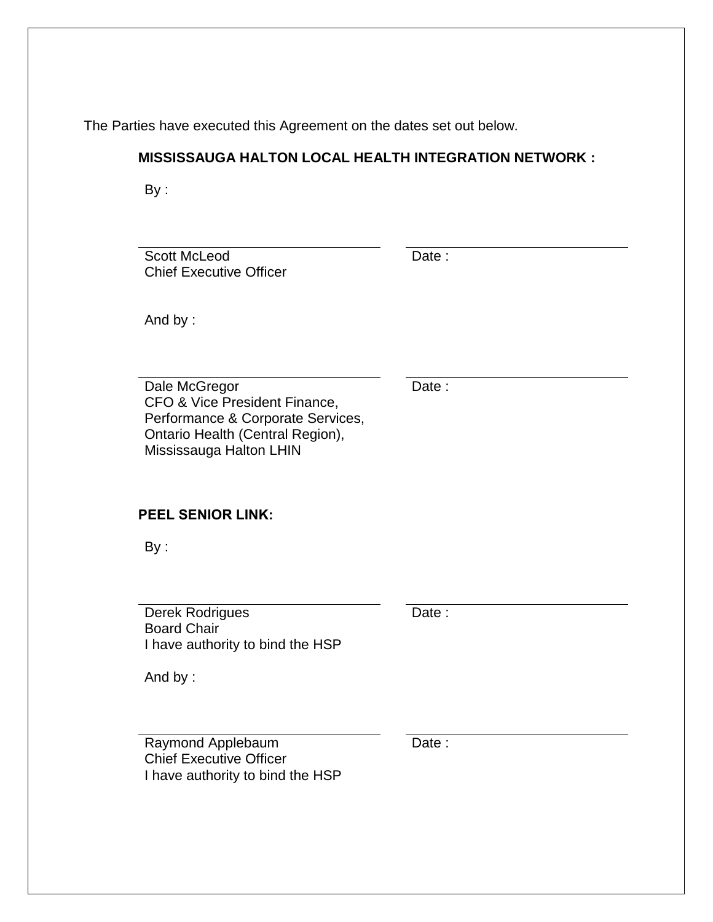The Parties have executed this Agreement on the dates set out below.

**MISSISSAUGA HALTON LOCAL HEALTH INTEGRATION NETWORK :**

By :

\_\_\_\_\_\_\_\_\_\_\_\_\_\_\_\_\_\_\_\_\_\_\_\_\_\_\_\_\_\_\_\_
Scott McLeod
Chief Executive Officer

Date : \_\_\_\_\_\_\_\_\_\_\_\_\_\_\_\_\_\_\_\_

And by :

\_\_\_\_\_\_\_\_\_\_\_\_\_\_\_\_\_\_\_\_\_\_\_\_\_\_\_\_\_\_\_\_
Dale McGregor
CFO & Vice President Finance,
Performance & Corporate Services,
Ontario Health (Central Region),
Mississauga Halton LHIN

Date : \_\_\_\_\_\_\_\_\_\_\_\_\_\_\_\_\_\_\_\_

**PEEL SENIOR LINK:**

By :

\_\_\_\_\_\_\_\_\_\_\_\_\_\_\_\_\_\_\_\_\_\_\_\_\_\_\_\_\_\_\_\_
Derek Rodrigues
Board Chair
I have authority to bind the HSP

Date : \_\_\_\_\_\_\_\_\_\_\_\_\_\_\_\_\_\_\_\_

And by :

\_\_\_\_\_\_\_\_\_\_\_\_\_\_\_\_\_\_\_\_\_\_\_\_\_\_\_\_\_\_\_\_
Raymond Applebaum
Chief Executive Officer
I have authority to bind the HSP

Date : \_\_\_\_\_\_\_\_\_\_\_\_\_\_\_\_\_\_\_\_